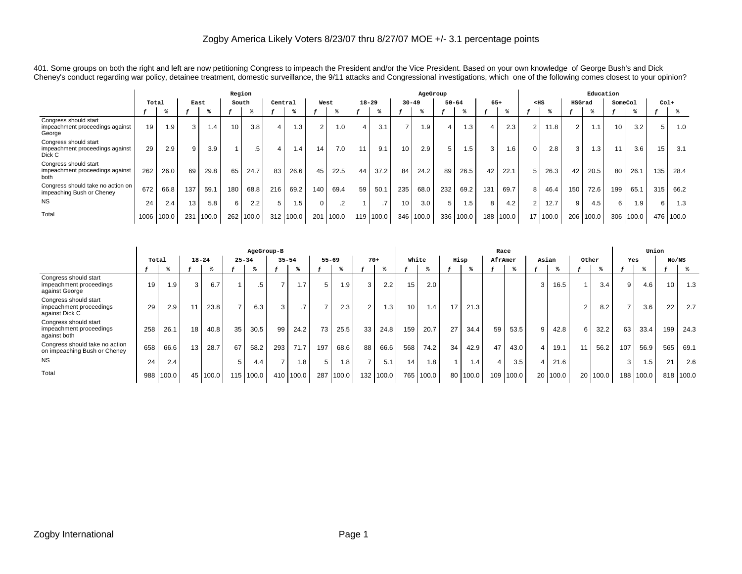401. Some groups on both the right and left are now petitioning Congress to impeach the President and/or the Vice President. Based on your own knowledge of George Bush's and Dick Cheney's conduct regarding war policy, detainee treatment, domestic surveillance, the 9/11 attacks and Congressional investigations, which one of the following comes closest to your opinion?

| | Total | | Region | | | | | | | | AgeGroup | | | | | | | | Education | | | | | | | |
|---|---|---|---|---|---|---|---|---|---|---|---|---|---|---|---|---|---|---|---|---|---|---|---|---|---|---|
| | | | East | | South | | Central | | West | | 18-29 | | 30-49 | | 50-64 | | 65+ | | <HS | | HSGrad | | SomeCol | | Col+ | |
| | f | % | f | % | f | % | f | % | f | % | f | % | f | % | f | % | f | % | f | % | f | % | f | % | f | % |
| Congress should start impeachment proceedings against George | 19 | 1.9 | 3 | 1.4 | 10 | 3.8 | 4 | 1.3 | 2 | 1.0 | 4 | 3.1 | 7 | 1.9 | 4 | 1.3 | 4 | 2.3 | 2 | 11.8 | 2 | 1.1 | 10 | 3.2 | 5 | 1.0 |
| Congress should start impeachment proceedings against Dick C | 29 | 2.9 | 9 | 3.9 | 1 | .5 | 4 | 1.4 | 14 | 7.0 | 11 | 9.1 | 10 | 2.9 | 5 | 1.5 | 3 | 1.6 | 0 | 2.8 | 3 | 1.3 | 11 | 3.6 | 15 | 3.1 |
| Congress should start impeachment proceedings against both | 262 | 26.0 | 69 | 29.8 | 65 | 24.7 | 83 | 26.6 | 45 | 22.5 | 44 | 37.2 | 84 | 24.2 | 89 | 26.5 | 42 | 22.1 | 5 | 26.3 | 42 | 20.5 | 80 | 26.1 | 135 | 28.4 |
| Congress should take no action on impeaching Bush or Cheney | 672 | 66.8 | 137 | 59.1 | 180 | 68.8 | 216 | 69.2 | 140 | 69.4 | 59 | 50.1 | 235 | 68.0 | 232 | 69.2 | 131 | 69.7 | 8 | 46.4 | 150 | 72.6 | 199 | 65.1 | 315 | 66.2 |
| NS | 24 | 2.4 | 13 | 5.8 | 6 | 2.2 | 5 | 1.5 | 0 | .2 | 1 | .7 | 10 | 3.0 | 5 | 1.5 | 8 | 4.2 | 2 | 12.7 | 9 | 4.5 | 6 | 1.9 | 6 | 1.3 |
| Total | 1006 | 100.0 | 231 | 100.0 | 262 | 100.0 | 312 | 100.0 | 201 | 100.0 | 119 | 100.0 | 346 | 100.0 | 336 | 100.0 | 188 | 100.0 | 17 | 100.0 | 206 | 100.0 | 306 | 100.0 | 476 | 100.0 |

| | Total | | AgeGroup-B | | | | | | | | | | Race | | | | | | | | | | Union | | | |
|---|---|---|---|---|---|---|---|---|---|---|---|---|---|---|---|---|---|---|---|---|---|---|---|---|---|---|
| | | | 18-24 | | 25-34 | | 35-54 | | 55-69 | | 70+ | | White | | Hisp | | AfrAmer | | Asian | | Other | | Yes | | No/NS | |
| | f | % | f | % | f | % | f | % | f | % | f | % | f | % | f | % | f | % | f | % | f | % | f | % | f | % |
| Congress should start impeachment proceedings against George | 19 | 1.9 | 3 | 6.7 | 1 | .5 | 7 | 1.7 | 5 | 1.9 | 3 | 2.2 | 15 | 2.0 | | | | | 3 | 16.5 | 1 | 3.4 | 9 | 4.6 | 10 | 1.3 |
| Congress should start impeachment proceedings against Dick C | 29 | 2.9 | 11 | 23.8 | 7 | 6.3 | 3 | .7 | 7 | 2.3 | 2 | 1.3 | 10 | 1.4 | 17 | 21.3 | | | | | 2 | 8.2 | 7 | 3.6 | 22 | 2.7 |
| Congress should start impeachment proceedings against both | 258 | 26.1 | 18 | 40.8 | 35 | 30.5 | 99 | 24.2 | 73 | 25.5 | 33 | 24.8 | 159 | 20.7 | 27 | 34.4 | 59 | 53.5 | 9 | 42.8 | 6 | 32.2 | 63 | 33.4 | 199 | 24.3 |
| Congress should take no action on impeaching Bush or Cheney | 658 | 66.6 | 13 | 28.7 | 67 | 58.2 | 293 | 71.7 | 197 | 68.6 | 88 | 66.6 | 568 | 74.2 | 34 | 42.9 | 47 | 43.0 | 4 | 19.1 | 11 | 56.2 | 107 | 56.9 | 565 | 69.1 |
| NS | 24 | 2.4 | | | 5 | 4.4 | 7 | 1.8 | 5 | 1.8 | 7 | 5.1 | 14 | 1.8 | 1 | 1.4 | 4 | 3.5 | 4 | 21.6 | | | 3 | 1.5 | 21 | 2.6 |
| Total | 988 | 100.0 | 45 | 100.0 | 115 | 100.0 | 410 | 100.0 | 287 | 100.0 | 132 | 100.0 | 765 | 100.0 | 80 | 100.0 | 109 | 100.0 | 20 | 100.0 | 20 | 100.0 | 188 | 100.0 | 818 | 100.0 |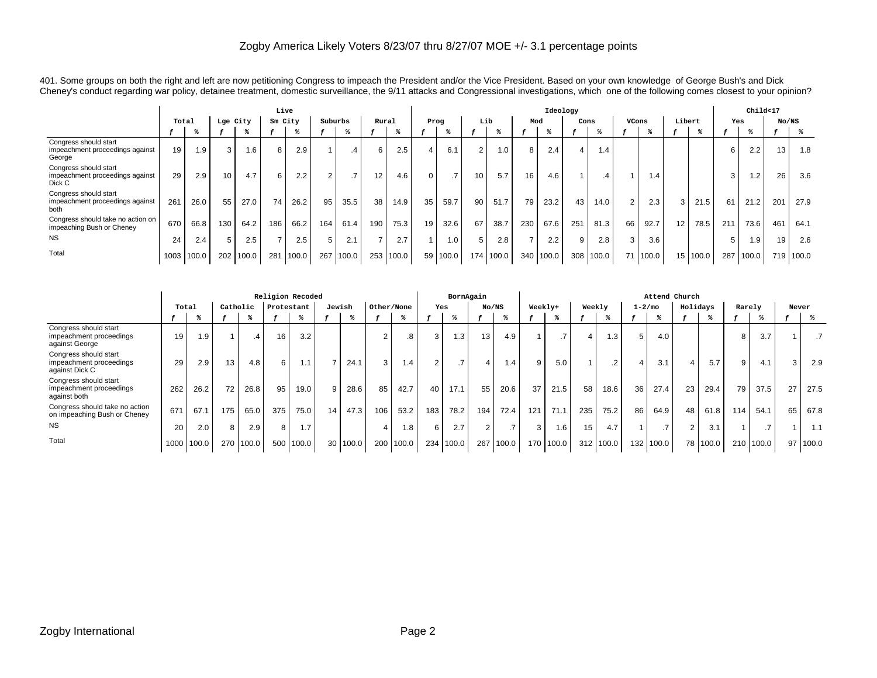401. Some groups on both the right and left are now petitioning Congress to impeach the President and/or the Vice President. Based on your own knowledge of George Bush's and Dick Cheney's conduct regarding war policy, detainee treatment, domestic surveillance, the 9/11 attacks and Congressional investigations, which one of the following comes closest to your opinion?

| | | | Live | | | | | | | | Ideology | | | | | | | | | | | | Child<17 | | | |
|---|---|---|---|---|---|---|---|---|---|---|---|---|---|---|---|---|---|---|---|---|---|---|---|---|---|---|
| | Total | | Lge City | | Sm City | | Suburbs | | Rural | | Prog | | Lib | | Mod | | Cons | | VCons | | Libert | | Yes | | No/NS | |
| | f | % | f | % | f | % | f | % | f | % | f | % | f | % | f | % | f | % | f | % | f | % | f | % | f | % |
| Congress should start impeachment proceedings against George | 19 | 1.9 | 3 | 1.6 | 8 | 2.9 | 1 | .4 | 6 | 2.5 | 4 | 6.1 | 2 | 1.0 | 8 | 2.4 | 4 | 1.4 | | | | | 6 | 2.2 | 13 | 1.8 |
| Congress should start impeachment proceedings against Dick C | 29 | 2.9 | 10 | 4.7 | 6 | 2.2 | 2 | .7 | 12 | 4.6 | 0 | .7 | 10 | 5.7 | 16 | 4.6 | 1 | .4 | 1 | 1.4 | | | 3 | 1.2 | 26 | 3.6 |
| Congress should start impeachment proceedings against both | 261 | 26.0 | 55 | 27.0 | 74 | 26.2 | 95 | 35.5 | 38 | 14.9 | 35 | 59.7 | 90 | 51.7 | 79 | 23.2 | 43 | 14.0 | 2 | 2.3 | 3 | 21.5 | 61 | 21.2 | 201 | 27.9 |
| Congress should take no action on impeaching Bush or Cheney | 670 | 66.8 | 130 | 64.2 | 186 | 66.2 | 164 | 61.4 | 190 | 75.3 | 19 | 32.6 | 67 | 38.7 | 230 | 67.6 | 251 | 81.3 | 66 | 92.7 | 12 | 78.5 | 211 | 73.6 | 461 | 64.1 |
| NS | 24 | 2.4 | 5 | 2.5 | 7 | 2.5 | 5 | 2.1 | 7 | 2.7 | 1 | 1.0 | 5 | 2.8 | 7 | 2.2 | 9 | 2.8 | 3 | 3.6 | | | 5 | 1.9 | 19 | 2.6 |
| Total | 1003 | 100.0 | 202 | 100.0 | 281 | 100.0 | 267 | 100.0 | 253 | 100.0 | 59 | 100.0 | 174 | 100.0 | 340 | 100.0 | 308 | 100.0 | 71 | 100.0 | 15 | 100.0 | 287 | 100.0 | 719 | 100.0 |

| | | | Religion Recoded | | | | | | | | BornAgain | | | | Attend Church | | | | | | | | | | | |
|---|---|---|---|---|---|---|---|---|---|---|---|---|---|---|---|---|---|---|---|---|---|---|---|---|---|---|
| | Total | | Catholic | | Protestant | | Jewish | | Other/None | | Yes | | No/NS | | Weekly+ | | Weekly | | 1-2/mo | | Holidays | | Rarely | | Never | |
| | f | % | f | % | f | % | f | % | f | % | f | % | f | % | f | % | f | % | f | % | f | % | f | % | f | % |
| Congress should start impeachment proceedings against George | 19 | 1.9 | 1 | .4 | 16 | 3.2 | | | 2 | .8 | 3 | 1.3 | 13 | 4.9 | 1 | .7 | 4 | 1.3 | 5 | 4.0 | | | 8 | 3.7 | 1 | .7 |
| Congress should start impeachment proceedings against Dick C | 29 | 2.9 | 13 | 4.8 | 6 | 1.1 | 7 | 24.1 | 3 | 1.4 | 2 | .7 | 4 | 1.4 | 9 | 5.0 | 1 | .2 | 4 | 3.1 | 4 | 5.7 | 9 | 4.1 | 3 | 2.9 |
| Congress should start impeachment proceedings against both | 262 | 26.2 | 72 | 26.8 | 95 | 19.0 | 9 | 28.6 | 85 | 42.7 | 40 | 17.1 | 55 | 20.6 | 37 | 21.5 | 58 | 18.6 | 36 | 27.4 | 23 | 29.4 | 79 | 37.5 | 27 | 27.5 |
| Congress should take no action on impeaching Bush or Cheney | 671 | 67.1 | 175 | 65.0 | 375 | 75.0 | 14 | 47.3 | 106 | 53.2 | 183 | 78.2 | 194 | 72.4 | 121 | 71.1 | 235 | 75.2 | 86 | 64.9 | 48 | 61.8 | 114 | 54.1 | 65 | 67.8 |
| NS | 20 | 2.0 | 8 | 2.9 | 8 | 1.7 | | | 4 | 1.8 | 6 | 2.7 | 2 | .7 | 3 | 1.6 | 15 | 4.7 | 1 | .7 | 2 | 3.1 | 1 | .7 | 1 | 1.1 |
| Total | 1000 | 100.0 | 270 | 100.0 | 500 | 100.0 | 30 | 100.0 | 200 | 100.0 | 234 | 100.0 | 267 | 100.0 | 170 | 100.0 | 312 | 100.0 | 132 | 100.0 | 78 | 100.0 | 210 | 100.0 | 97 | 100.0 |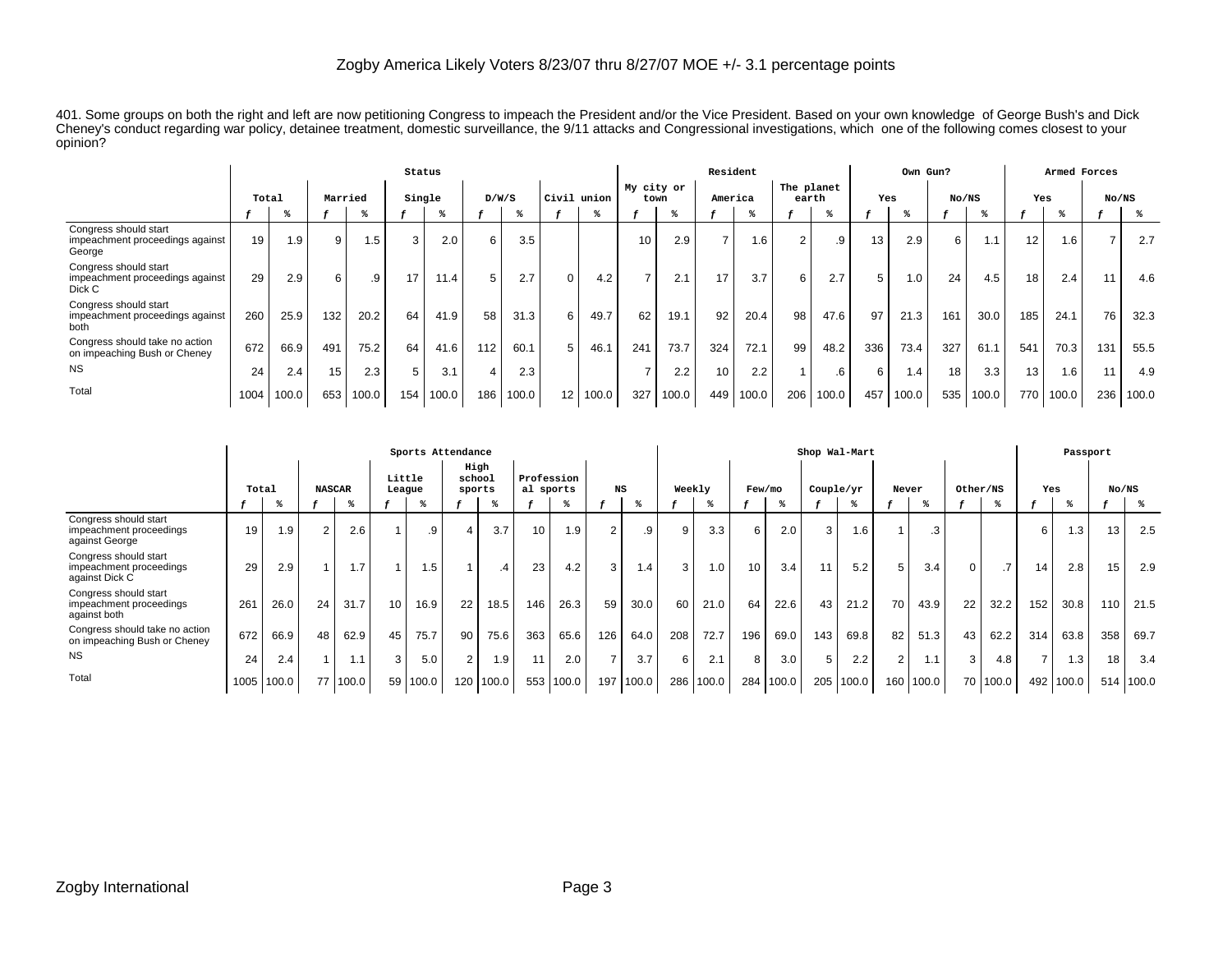Zogby America Likely Voters 8/23/07 thru 8/27/07 MOE +/- 3.1 percentage points

401. Some groups on both the right and left are now petitioning Congress to impeach the President and/or the Vice President. Based on your own knowledge of George Bush's and Dick Cheney's conduct regarding war policy, detainee treatment, domestic surveillance, the 9/11 attacks and Congressional investigations, which one of the following comes closest to your opinion?

| | Total | | Status | | | | | | | | | | Resident | | | | | | Own Gun? | | | | Armed Forces | | | |
|---|---|---|---|---|---|---|---|---|---|---|---|---|---|---|---|---|---|---|---|---|---|---|---|---|---|---|
| | | | Married | | Single | | D/W/S | | Civil union | | My city or town | | America | | The planet earth | | Yes | | No/NS | | Yes | | No/NS | |
| | f | % | f | % | f | % | f | % | f | % | f | % | f | % | f | % | f | % | f | % | f | % | f | % |
| Congress should start impeachment proceedings against George | 19 | 1.9 | 9 | 1.5 | 3 | 2.0 | 6 | 3.5 | | | 10 | 2.9 | 7 | 1.6 | 2 | .9 | 13 | 2.9 | 6 | 1.1 | 12 | 1.6 | 7 | 2.7 |
| Congress should start impeachment proceedings against Dick C | 29 | 2.9 | 6 | .9 | 17 | 11.4 | 5 | 2.7 | 0 | 4.2 | 7 | 2.1 | 17 | 3.7 | 6 | 2.7 | 5 | 1.0 | 24 | 4.5 | 18 | 2.4 | 11 | 4.6 |
| Congress should start impeachment proceedings against both | 260 | 25.9 | 132 | 20.2 | 64 | 41.9 | 58 | 31.3 | 6 | 49.7 | 62 | 19.1 | 92 | 20.4 | 98 | 47.6 | 97 | 21.3 | 161 | 30.0 | 185 | 24.1 | 76 | 32.3 |
| Congress should take no action on impeaching Bush or Cheney | 672 | 66.9 | 491 | 75.2 | 64 | 41.6 | 112 | 60.1 | 5 | 46.1 | 241 | 73.7 | 324 | 72.1 | 99 | 48.2 | 336 | 73.4 | 327 | 61.1 | 541 | 70.3 | 131 | 55.5 |
| NS | 24 | 2.4 | 15 | 2.3 | 5 | 3.1 | 4 | 2.3 | | | 7 | 2.2 | 10 | 2.2 | 1 | .6 | 6 | 1.4 | 18 | 3.3 | 13 | 1.6 | 11 | 4.9 |
| Total | 1004 | 100.0 | 653 | 100.0 | 154 | 100.0 | 186 | 100.0 | 12 | 100.0 | 327 | 100.0 | 449 | 100.0 | 206 | 100.0 | 457 | 100.0 | 535 | 100.0 | 770 | 100.0 | 236 | 100.0 |

| | Total | | Sports Attendance | | | | | | | | | | Shop Wal-Mart | | | | | | | | | | Passport | | | |
|---|---|---|---|---|---|---|---|---|---|---|---|---|---|---|---|---|---|---|---|---|---|---|---|---|---|---|
| | | | NASCAR | | Little League | | High school sports | | Professional sports | | NS | | Weekly | | Few/mo | | Couple/yr | | Never | | Other/NS | | Yes | | No/NS | |
| | f | % | f | % | f | % | f | % | f | % | f | % | f | % | f | % | f | % | f | % | f | % | f | % | f | % |
| Congress should start impeachment proceedings against George | 19 | 1.9 | 2 | 2.6 | 1 | .9 | 4 | 3.7 | 10 | 1.9 | 2 | .9 | 9 | 3.3 | 6 | 2.0 | 3 | 1.6 | 1 | .3 | | | 6 | 1.3 | 13 | 2.5 |
| Congress should start impeachment proceedings against Dick C | 29 | 2.9 | 1 | 1.7 | 1 | 1.5 | 1 | .4 | 23 | 4.2 | 3 | 1.4 | 3 | 1.0 | 10 | 3.4 | 11 | 5.2 | 5 | 3.4 | 0 | .7 | 14 | 2.8 | 15 | 2.9 |
| Congress should start impeachment proceedings against both | 261 | 26.0 | 24 | 31.7 | 10 | 16.9 | 22 | 18.5 | 146 | 26.3 | 59 | 30.0 | 60 | 21.0 | 64 | 22.6 | 43 | 21.2 | 70 | 43.9 | 22 | 32.2 | 152 | 30.8 | 110 | 21.5 |
| Congress should take no action on impeaching Bush or Cheney | 672 | 66.9 | 48 | 62.9 | 45 | 75.7 | 90 | 75.6 | 363 | 65.6 | 126 | 64.0 | 208 | 72.7 | 196 | 69.0 | 143 | 69.8 | 82 | 51.3 | 43 | 62.2 | 314 | 63.8 | 358 | 69.7 |
| NS | 24 | 2.4 | 1 | 1.1 | 3 | 5.0 | 2 | 1.9 | 11 | 2.0 | 7 | 3.7 | 6 | 2.1 | 8 | 3.0 | 5 | 2.2 | 2 | 1.1 | 3 | 4.8 | 7 | 1.3 | 18 | 3.4 |
| Total | 1005 | 100.0 | 77 | 100.0 | 59 | 100.0 | 120 | 100.0 | 553 | 100.0 | 197 | 100.0 | 286 | 100.0 | 284 | 100.0 | 205 | 100.0 | 160 | 100.0 | 70 | 100.0 | 492 | 100.0 | 514 | 100.0 |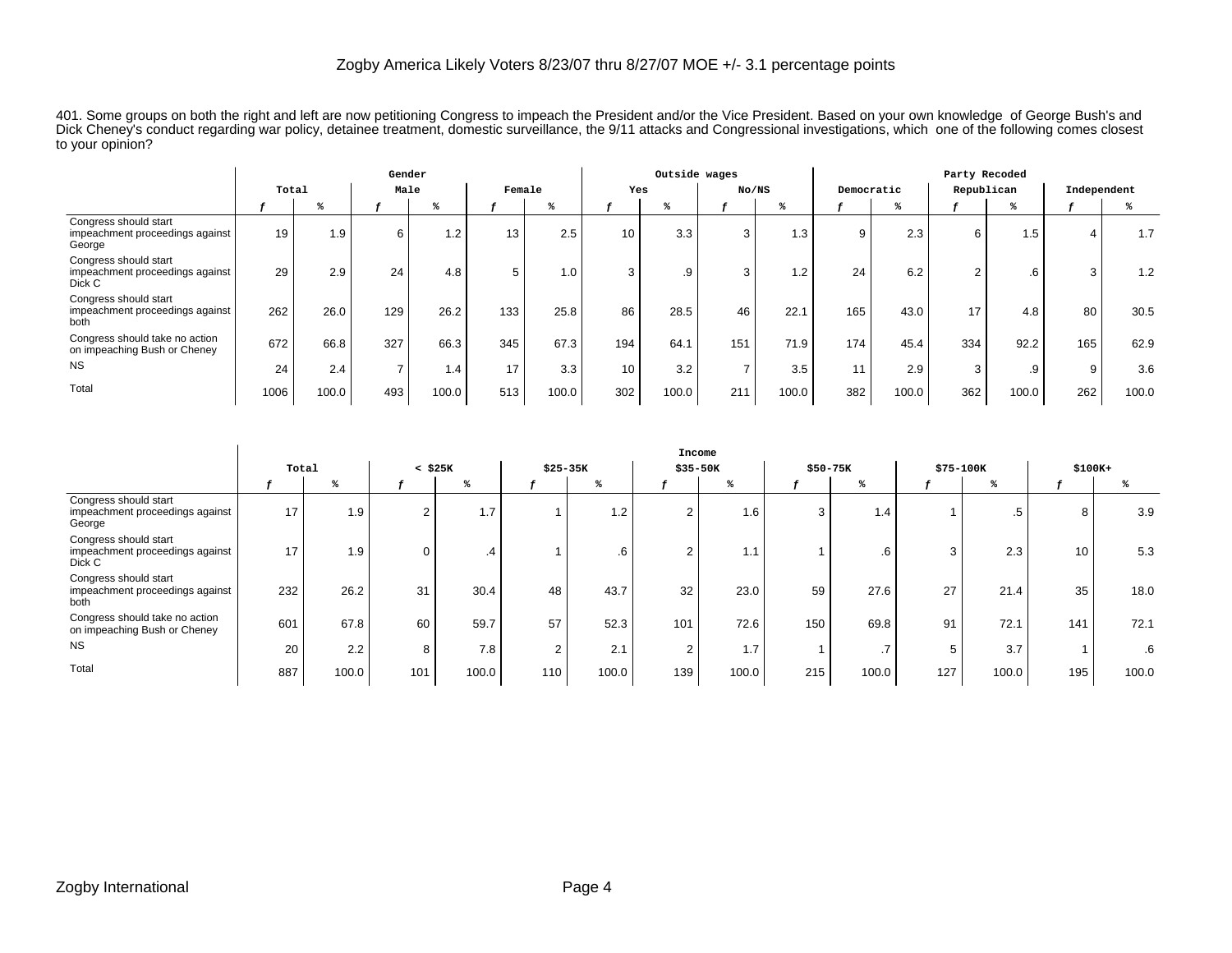Zogby America Likely Voters 8/23/07 thru 8/27/07 MOE +/- 3.1 percentage points

401. Some groups on both the right and left are now petitioning Congress to impeach the President and/or the Vice President. Based on your own knowledge of George Bush's and Dick Cheney's conduct regarding war policy, detainee treatment, domestic surveillance, the 9/11 attacks and Congressional investigations, which one of the following comes closest to your opinion?

| | Total | | Gender | | | | Outside wages | | | | Party Recoded | | | | | |
|---|---|---|---|---|---|---|---|---|---|---|---|---|---|---|---|---|
| | | | Male | | Female | | Yes | | No/NS | | Democratic | | Republican | | Independent | |
| | f | % | f | % | f | % | f | % | f | % | f | % | f | % | f | % |
| Congress should start impeachment proceedings against George | 19 | 1.9 | 6 | 1.2 | 13 | 2.5 | 10 | 3.3 | 3 | 1.3 | 9 | 2.3 | 6 | 1.5 | 4 | 1.7 |
| Congress should start impeachment proceedings against Dick C | 29 | 2.9 | 24 | 4.8 | 5 | 1.0 | 3 | .9 | 3 | 1.2 | 24 | 6.2 | 2 | .6 | 3 | 1.2 |
| Congress should start impeachment proceedings against both | 262 | 26.0 | 129 | 26.2 | 133 | 25.8 | 86 | 28.5 | 46 | 22.1 | 165 | 43.0 | 17 | 4.8 | 80 | 30.5 |
| Congress should take no action on impeaching Bush or Cheney | 672 | 66.8 | 327 | 66.3 | 345 | 67.3 | 194 | 64.1 | 151 | 71.9 | 174 | 45.4 | 334 | 92.2 | 165 | 62.9 |
| NS | 24 | 2.4 | 7 | 1.4 | 17 | 3.3 | 10 | 3.2 | 7 | 3.5 | 11 | 2.9 | 3 | .9 | 9 | 3.6 |
| Total | 1006 | 100.0 | 493 | 100.0 | 513 | 100.0 | 302 | 100.0 | 211 | 100.0 | 382 | 100.0 | 362 | 100.0 | 262 | 100.0 |

| | Total | | Income | | | | | | | | | | | |
|---|---|---|---|---|---|---|---|---|---|---|---|---|---|---|
| | | | < $25K | | $25-35K | | $35-50K | | $50-75K | | $75-100K | | $100K+ | |
| | f | % | f | % | f | % | f | % | f | % | f | % | f | % |
| Congress should start impeachment proceedings against George | 17 | 1.9 | 2 | 1.7 | 1 | 1.2 | 2 | 1.6 | 3 | 1.4 | 1 | .5 | 8 | 3.9 |
| Congress should start impeachment proceedings against Dick C | 17 | 1.9 | 0 | .4 | 1 | .6 | 2 | 1.1 | 1 | .6 | 3 | 2.3 | 10 | 5.3 |
| Congress should start impeachment proceedings against both | 232 | 26.2 | 31 | 30.4 | 48 | 43.7 | 32 | 23.0 | 59 | 27.6 | 27 | 21.4 | 35 | 18.0 |
| Congress should take no action on impeaching Bush or Cheney | 601 | 67.8 | 60 | 59.7 | 57 | 52.3 | 101 | 72.6 | 150 | 69.8 | 91 | 72.1 | 141 | 72.1 |
| NS | 20 | 2.2 | 8 | 7.8 | 2 | 2.1 | 2 | 1.7 | 1 | .7 | 5 | 3.7 | 1 | .6 |
| Total | 887 | 100.0 | 101 | 100.0 | 110 | 100.0 | 139 | 100.0 | 215 | 100.0 | 127 | 100.0 | 195 | 100.0 |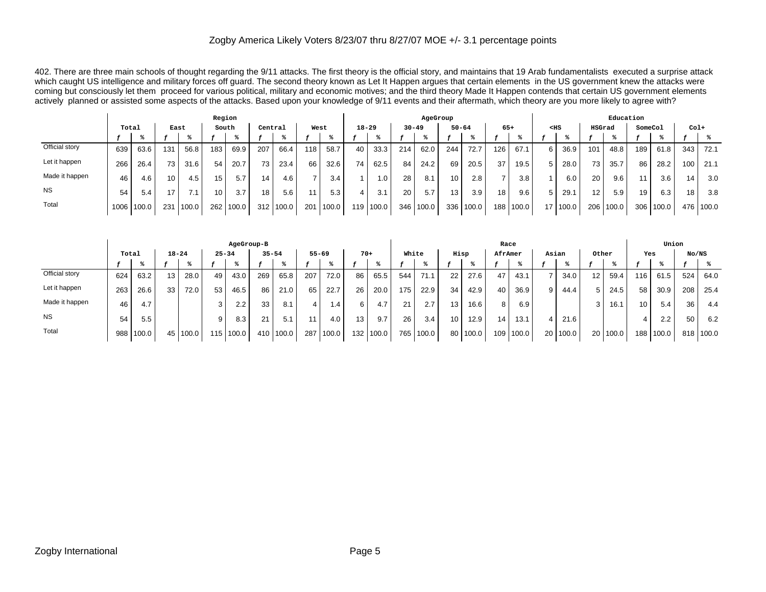Zogby America Likely Voters 8/23/07 thru 8/27/07 MOE +/- 3.1 percentage points

402. There are three main schools of thought regarding the 9/11 attacks. The first theory is the official story, and maintains that 19 Arab fundamentalists executed a surprise attack which caught US intelligence and military forces off guard. The second theory known as Let It Happen argues that certain elements in the US government knew the attacks were coming but consciously let them proceed for various political, military and economic motives; and the third theory Made It Happen contends that certain US government elements actively planned or assisted some aspects of the attacks. Based upon your knowledge of 9/11 events and their aftermath, which theory are you more likely to agree with?

| | Total | | Region | | | | | | | | AgeGroup | | | | | | | | Education | | | | | | | |
|---|---|---|---|---|---|---|---|---|---|---|---|---|---|---|---|---|---|---|---|---|---|---|---|---|---|---|
| | | | East | | South | | Central | | West | | 18-29 | | 30-49 | | 50-64 | | 65+ | | <HS | | HSGrad | | SomeCol | | Col+ | |
| | f | % | f | % | f | % | f | % | f | % | f | % | f | % | f | % | f | % | f | % | f | % | f | % | f | % |
| Official story | 639 | 63.6 | 131 | 56.8 | 183 | 69.9 | 207 | 66.4 | 118 | 58.7 | 40 | 33.3 | 214 | 62.0 | 244 | 72.7 | 126 | 67.1 | 6 | 36.9 | 101 | 48.8 | 189 | 61.8 | 343 | 72.1 |
| Let it happen | 266 | 26.4 | 73 | 31.6 | 54 | 20.7 | 73 | 23.4 | 66 | 32.6 | 74 | 62.5 | 84 | 24.2 | 69 | 20.5 | 37 | 19.5 | 5 | 28.0 | 73 | 35.7 | 86 | 28.2 | 100 | 21.1 |
| Made it happen | 46 | 4.6 | 10 | 4.5 | 15 | 5.7 | 14 | 4.6 | 7 | 3.4 | 1 | 1.0 | 28 | 8.1 | 10 | 2.8 | 7 | 3.8 | 1 | 6.0 | 20 | 9.6 | 11 | 3.6 | 14 | 3.0 |
| NS | 54 | 5.4 | 17 | 7.1 | 10 | 3.7 | 18 | 5.6 | 11 | 5.3 | 4 | 3.1 | 20 | 5.7 | 13 | 3.9 | 18 | 9.6 | 5 | 29.1 | 12 | 5.9 | 19 | 6.3 | 18 | 3.8 |
| Total | 1006 | 100.0 | 231 | 100.0 | 262 | 100.0 | 312 | 100.0 | 201 | 100.0 | 119 | 100.0 | 346 | 100.0 | 336 | 100.0 | 188 | 100.0 | 17 | 100.0 | 206 | 100.0 | 306 | 100.0 | 476 | 100.0 |

| | Total | | AgeGroup-B | | | | | | | | | | Race | | | | | | | | | | Union | | | |
|---|---|---|---|---|---|---|---|---|---|---|---|---|---|---|---|---|---|---|---|---|---|---|---|---|---|---|
| | | | 18-24 | | 25-34 | | 35-54 | | 55-69 | | 70+ | | White | | Hisp | | AfrAmer | | Asian | | Other | | Yes | | No/NS | |
| | f | % | f | % | f | % | f | % | f | % | f | % | f | % | f | % | f | % | f | % | f | % | f | % | f | % |
| Official story | 624 | 63.2 | 13 | 28.0 | 49 | 43.0 | 269 | 65.8 | 207 | 72.0 | 86 | 65.5 | 544 | 71.1 | 22 | 27.6 | 47 | 43.1 | 7 | 34.0 | 12 | 59.4 | 116 | 61.5 | 524 | 64.0 |
| Let it happen | 263 | 26.6 | 33 | 72.0 | 53 | 46.5 | 86 | 21.0 | 65 | 22.7 | 26 | 20.0 | 175 | 22.9 | 34 | 42.9 | 40 | 36.9 | 9 | 44.4 | 5 | 24.5 | 58 | 30.9 | 208 | 25.4 |
| Made it happen | 46 | 4.7 | | | 3 | 2.2 | 33 | 8.1 | 4 | 1.4 | 6 | 4.7 | 21 | 2.7 | 13 | 16.6 | 8 | 6.9 | | | 3 | 16.1 | 10 | 5.4 | 36 | 4.4 |
| NS | 54 | 5.5 | | | 9 | 8.3 | 21 | 5.1 | 11 | 4.0 | 13 | 9.7 | 26 | 3.4 | 10 | 12.9 | 14 | 13.1 | 4 | 21.6 | | | 4 | 2.2 | 50 | 6.2 |
| Total | 988 | 100.0 | 45 | 100.0 | 115 | 100.0 | 410 | 100.0 | 287 | 100.0 | 132 | 100.0 | 765 | 100.0 | 80 | 100.0 | 109 | 100.0 | 20 | 100.0 | 20 | 100.0 | 188 | 100.0 | 818 | 100.0 |

Zogby International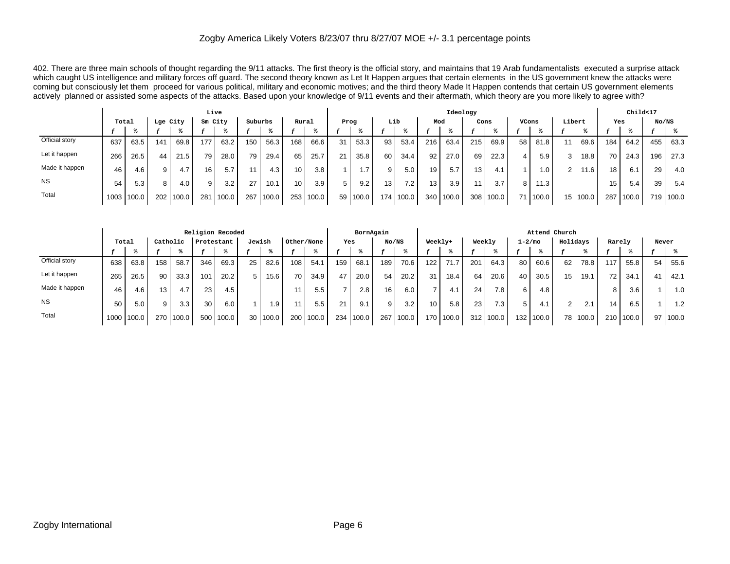Zogby America Likely Voters 8/23/07 thru 8/27/07 MOE +/- 3.1 percentage points

402. There are three main schools of thought regarding the 9/11 attacks. The first theory is the official story, and maintains that 19 Arab fundamentalists executed a surprise attack which caught US intelligence and military forces off guard. The second theory known as Let It Happen argues that certain elements in the US government knew the attacks were coming but consciously let them proceed for various political, military and economic motives; and the third theory Made It Happen contends that certain US government elements actively planned or assisted some aspects of the attacks. Based upon your knowledge of 9/11 events and their aftermath, which theory are you more likely to agree with?

| | Total | | Live | | | | | | | | Ideology | | | | | | | | | | | | Child<17 | | | |
|---|---|---|---|---|---|---|---|---|---|---|---|---|---|---|---|---|---|---|---|---|---|---|---|---|---|---|
| | | | Lge City | | Sm City | | Suburbs | | Rural | | Prog | | Lib | | Mod | | Cons | | VCons | | Libert | | Yes | | No/NS | |
| | f | % | f | % | f | % | f | % | f | % | f | % | f | % | f | % | f | % | f | % | f | % | f | % | f | % |
| Official story | 637 | 63.5 | 141 | 69.8 | 177 | 63.2 | 150 | 56.3 | 168 | 66.6 | 31 | 53.3 | 93 | 53.4 | 216 | 63.4 | 215 | 69.9 | 58 | 81.8 | 11 | 69.6 | 184 | 64.2 | 455 | 63.3 |
| Let it happen | 266 | 26.5 | 44 | 21.5 | 79 | 28.0 | 79 | 29.4 | 65 | 25.7 | 21 | 35.8 | 60 | 34.4 | 92 | 27.0 | 69 | 22.3 | 4 | 5.9 | 3 | 18.8 | 70 | 24.3 | 196 | 27.3 |
| Made it happen | 46 | 4.6 | 9 | 4.7 | 16 | 5.7 | 11 | 4.3 | 10 | 3.8 | 1 | 1.7 | 9 | 5.0 | 19 | 5.7 | 13 | 4.1 | 1 | 1.0 | 2 | 11.6 | 18 | 6.1 | 29 | 4.0 |
| NS | 54 | 5.3 | 8 | 4.0 | 9 | 3.2 | 27 | 10.1 | 10 | 3.9 | 5 | 9.2 | 13 | 7.2 | 13 | 3.9 | 11 | 3.7 | 8 | 11.3 | | | 15 | 5.4 | 39 | 5.4 |
| Total | 1003 | 100.0 | 202 | 100.0 | 281 | 100.0 | 267 | 100.0 | 253 | 100.0 | 59 | 100.0 | 174 | 100.0 | 340 | 100.0 | 308 | 100.0 | 71 | 100.0 | 15 | 100.0 | 287 | 100.0 | 719 | 100.0 |

| | Total | | Religion Recoded | | | | | | | | BornAgain | | | | Attend Church | | | | | | | | | | | |
|---|---|---|---|---|---|---|---|---|---|---|---|---|---|---|---|---|---|---|---|---|---|---|---|---|---|---|
| | | | Catholic | | Protestant | | Jewish | | Other/None | | Yes | | No/NS | | Weekly+ | | Weekly | | 1-2/mo | | Holidays | | Rarely | | Never | |
| | f | % | f | % | f | % | f | % | f | % | f | % | f | % | f | % | f | % | f | % | f | % | f | % | f | % |
| Official story | 638 | 63.8 | 158 | 58.7 | 346 | 69.3 | 25 | 82.6 | 108 | 54.1 | 159 | 68.1 | 189 | 70.6 | 122 | 71.7 | 201 | 64.3 | 80 | 60.6 | 62 | 78.8 | 117 | 55.8 | 54 | 55.6 |
| Let it happen | 265 | 26.5 | 90 | 33.3 | 101 | 20.2 | 5 | 15.6 | 70 | 34.9 | 47 | 20.0 | 54 | 20.2 | 31 | 18.4 | 64 | 20.6 | 40 | 30.5 | 15 | 19.1 | 72 | 34.1 | 41 | 42.1 |
| Made it happen | 46 | 4.6 | 13 | 4.7 | 23 | 4.5 | | | 11 | 5.5 | 7 | 2.8 | 16 | 6.0 | 7 | 4.1 | 24 | 7.8 | 6 | 4.8 | | | 8 | 3.6 | 1 | 1.0 |
| NS | 50 | 5.0 | 9 | 3.3 | 30 | 6.0 | 1 | 1.9 | 11 | 5.5 | 21 | 9.1 | 9 | 3.2 | 10 | 5.8 | 23 | 7.3 | 5 | 4.1 | 2 | 2.1 | 14 | 6.5 | 1 | 1.2 |
| Total | 1000 | 100.0 | 270 | 100.0 | 500 | 100.0 | 30 | 100.0 | 200 | 100.0 | 234 | 100.0 | 267 | 100.0 | 170 | 100.0 | 312 | 100.0 | 132 | 100.0 | 78 | 100.0 | 210 | 100.0 | 97 | 100.0 |

Zogby International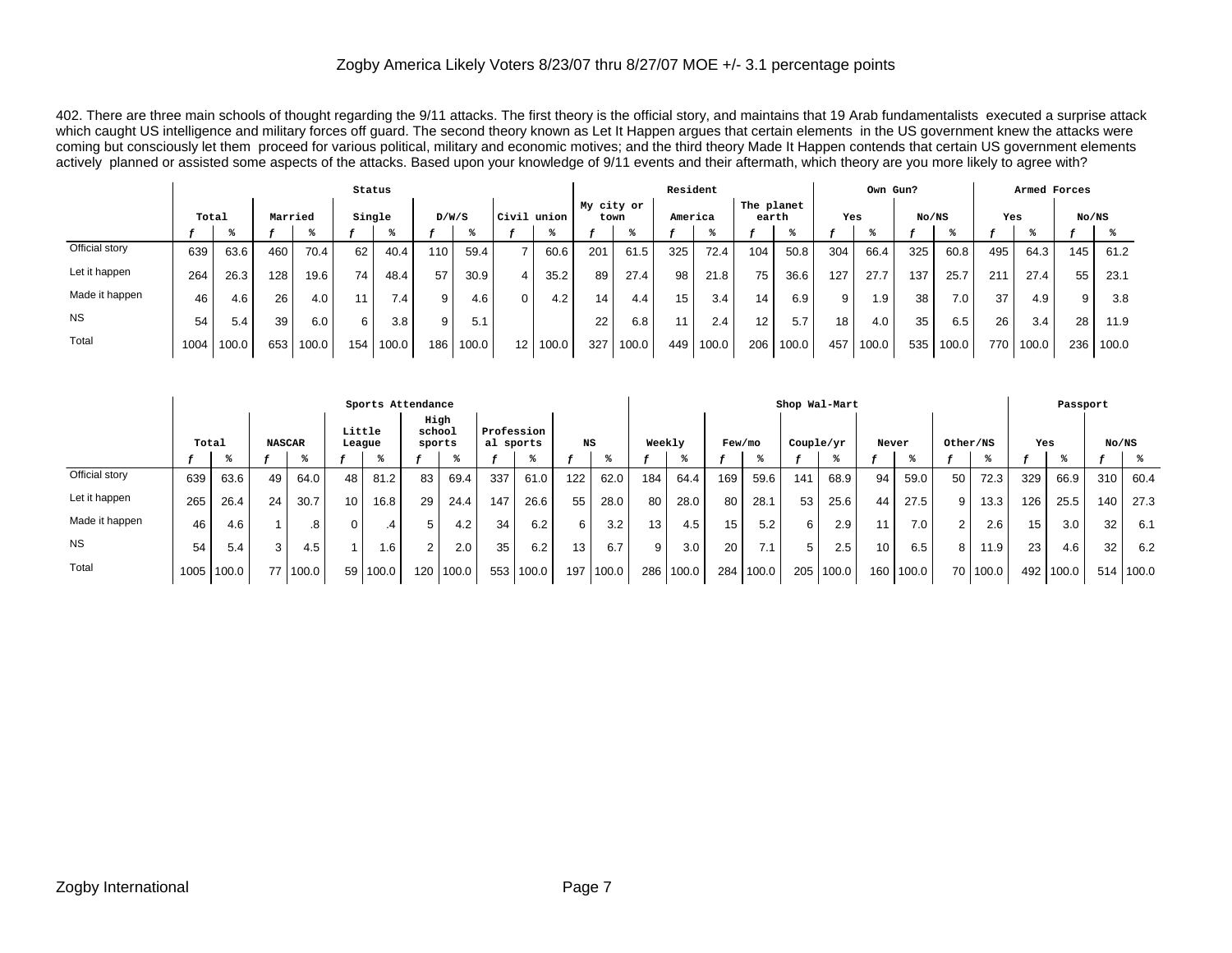Zogby America Likely Voters 8/23/07 thru 8/27/07 MOE +/- 3.1 percentage points

402. There are three main schools of thought regarding the 9/11 attacks. The first theory is the official story, and maintains that 19 Arab fundamentalists executed a surprise attack which caught US intelligence and military forces off guard. The second theory known as Let It Happen argues that certain elements in the US government knew the attacks were coming but consciously let them proceed for various political, military and economic motives; and the third theory Made It Happen contends that certain US government elements actively planned or assisted some aspects of the attacks. Based upon your knowledge of 9/11 events and their aftermath, which theory are you more likely to agree with?

| | Total | | Status | | | | | | | | Resident | | | | | | Own Gun? | | | | Armed Forces | | | |
|---|---|---|---|---|---|---|---|---|---|---|---|---|---|---|---|---|---|---|---|---|---|---|---|---|
| | | | Married | | Single | | D/W/S | | Civil union | | My city or town | | America | | The planet earth | | Yes | | No/NS | | Yes | | No/NS | |
| | f | % | f | % | f | % | f | % | f | % | f | % | f | % | f | % | f | % | f | % | f | % | f | % |
| Official story | 639 | 63.6 | 460 | 70.4 | 62 | 40.4 | 110 | 59.4 | 7 | 60.6 | 201 | 61.5 | 325 | 72.4 | 104 | 50.8 | 304 | 66.4 | 325 | 60.8 | 495 | 64.3 | 145 | 61.2 |
| Let it happen | 264 | 26.3 | 128 | 19.6 | 74 | 48.4 | 57 | 30.9 | 4 | 35.2 | 89 | 27.4 | 98 | 21.8 | 75 | 36.6 | 127 | 27.7 | 137 | 25.7 | 211 | 27.4 | 55 | 23.1 |
| Made it happen | 46 | 4.6 | 26 | 4.0 | 11 | 7.4 | 9 | 4.6 | 0 | 4.2 | 14 | 4.4 | 15 | 3.4 | 14 | 6.9 | 9 | 1.9 | 38 | 7.0 | 37 | 4.9 | 9 | 3.8 |
| NS | 54 | 5.4 | 39 | 6.0 | 6 | 3.8 | 9 | 5.1 | | | 22 | 6.8 | 11 | 2.4 | 12 | 5.7 | 18 | 4.0 | 35 | 6.5 | 26 | 3.4 | 28 | 11.9 |
| Total | 1004 | 100.0 | 653 | 100.0 | 154 | 100.0 | 186 | 100.0 | 12 | 100.0 | 327 | 100.0 | 449 | 100.0 | 206 | 100.0 | 457 | 100.0 | 535 | 100.0 | 770 | 100.0 | 236 | 100.0 |

| | Total | | Sports Attendance | | | | | | | | | | Shop Wal-Mart | | | | | | | | | | Passport | | | |
|---|---|---|---|---|---|---|---|---|---|---|---|---|---|---|---|---|---|---|---|---|---|---|---|---|---|---|
| | | | NASCAR | | Little League | | High school sports | | Professional sports | | NS | | Weekly | | Few/mo | | Couple/yr | | Never | | Other/NS | | Yes | | No/NS | |
| | f | % | f | % | f | % | f | % | f | % | f | % | f | % | f | % | f | % | f | % | f | % | f | % | f | % |
| Official story | 639 | 63.6 | 49 | 64.0 | 48 | 81.2 | 83 | 69.4 | 337 | 61.0 | 122 | 62.0 | 184 | 64.4 | 169 | 59.6 | 141 | 68.9 | 94 | 59.0 | 50 | 72.3 | 329 | 66.9 | 310 | 60.4 |
| Let it happen | 265 | 26.4 | 24 | 30.7 | 10 | 16.8 | 29 | 24.4 | 147 | 26.6 | 55 | 28.0 | 80 | 28.0 | 80 | 28.1 | 53 | 25.6 | 44 | 27.5 | 9 | 13.3 | 126 | 25.5 | 140 | 27.3 |
| Made it happen | 46 | 4.6 | 1 | .8 | 0 | .4 | 5 | 4.2 | 34 | 6.2 | 6 | 3.2 | 13 | 4.5 | 15 | 5.2 | 6 | 2.9 | 11 | 7.0 | 2 | 2.6 | 15 | 3.0 | 32 | 6.1 |
| NS | 54 | 5.4 | 3 | 4.5 | 1 | 1.6 | 2 | 2.0 | 35 | 6.2 | 13 | 6.7 | 9 | 3.0 | 20 | 7.1 | 5 | 2.5 | 10 | 6.5 | 8 | 11.9 | 23 | 4.6 | 32 | 6.2 |
| Total | 1005 | 100.0 | 77 | 100.0 | 59 | 100.0 | 120 | 100.0 | 553 | 100.0 | 197 | 100.0 | 286 | 100.0 | 284 | 100.0 | 205 | 100.0 | 160 | 100.0 | 70 | 100.0 | 492 | 100.0 | 514 | 100.0 |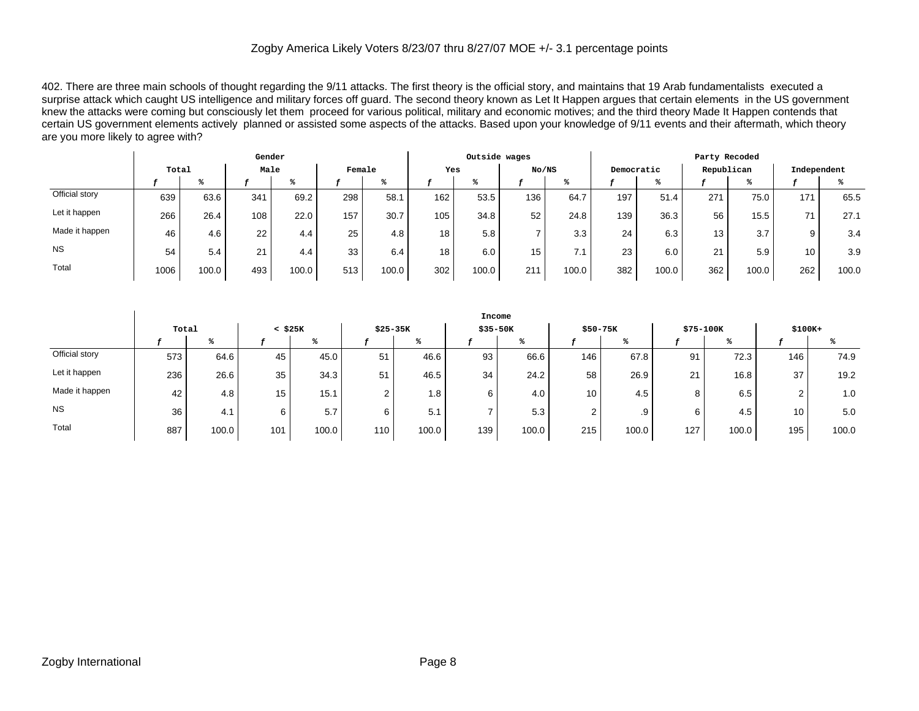Zogby America Likely Voters 8/23/07 thru 8/27/07 MOE +/- 3.1 percentage points

402. There are three main schools of thought regarding the 9/11 attacks. The first theory is the official story, and maintains that 19 Arab fundamentalists executed a surprise attack which caught US intelligence and military forces off guard. The second theory known as Let It Happen argues that certain elements in the US government knew the attacks were coming but consciously let them proceed for various political, military and economic motives; and the third theory Made It Happen contends that certain US government elements actively planned or assisted some aspects of the attacks. Based upon your knowledge of 9/11 events and their aftermath, which theory are you more likely to agree with?

| | Total | | Gender | | | | Outside wages | | | | Party Recoded | | | | | |
|---|---|---|---|---|---|---|---|---|---|---|---|---|---|---|---|---|
| | | | Male | | Female | | Yes | | No/NS | | Democratic | | Republican | | Independent | |
| | f | % | f | % | f | % | f | % | f | % | f | % | f | % | f | % |
| Official story | 639 | 63.6 | 341 | 69.2 | 298 | 58.1 | 162 | 53.5 | 136 | 64.7 | 197 | 51.4 | 271 | 75.0 | 171 | 65.5 |
| Let it happen | 266 | 26.4 | 108 | 22.0 | 157 | 30.7 | 105 | 34.8 | 52 | 24.8 | 139 | 36.3 | 56 | 15.5 | 71 | 27.1 |
| Made it happen | 46 | 4.6 | 22 | 4.4 | 25 | 4.8 | 18 | 5.8 | 7 | 3.3 | 24 | 6.3 | 13 | 3.7 | 9 | 3.4 |
| NS | 54 | 5.4 | 21 | 4.4 | 33 | 6.4 | 18 | 6.0 | 15 | 7.1 | 23 | 6.0 | 21 | 5.9 | 10 | 3.9 |
| Total | 1006 | 100.0 | 493 | 100.0 | 513 | 100.0 | 302 | 100.0 | 211 | 100.0 | 382 | 100.0 | 362 | 100.0 | 262 | 100.0 |

| | Total | | Income | | | | | | | | | | | |
|---|---|---|---|---|---|---|---|---|---|---|---|---|---|---|
| | | | < $25K | | $25-35K | | $35-50K | | $50-75K | | $75-100K | | $100K+ | |
| | f | % | f | % | f | % | f | % | f | % | f | % | f | % |
| Official story | 573 | 64.6 | 45 | 45.0 | 51 | 46.6 | 93 | 66.6 | 146 | 67.8 | 91 | 72.3 | 146 | 74.9 |
| Let it happen | 236 | 26.6 | 35 | 34.3 | 51 | 46.5 | 34 | 24.2 | 58 | 26.9 | 21 | 16.8 | 37 | 19.2 |
| Made it happen | 42 | 4.8 | 15 | 15.1 | 2 | 1.8 | 6 | 4.0 | 10 | 4.5 | 8 | 6.5 | 2 | 1.0 |
| NS | 36 | 4.1 | 6 | 5.7 | 6 | 5.1 | 7 | 5.3 | 2 | .9 | 6 | 4.5 | 10 | 5.0 |
| Total | 887 | 100.0 | 101 | 100.0 | 110 | 100.0 | 139 | 100.0 | 215 | 100.0 | 127 | 100.0 | 195 | 100.0 |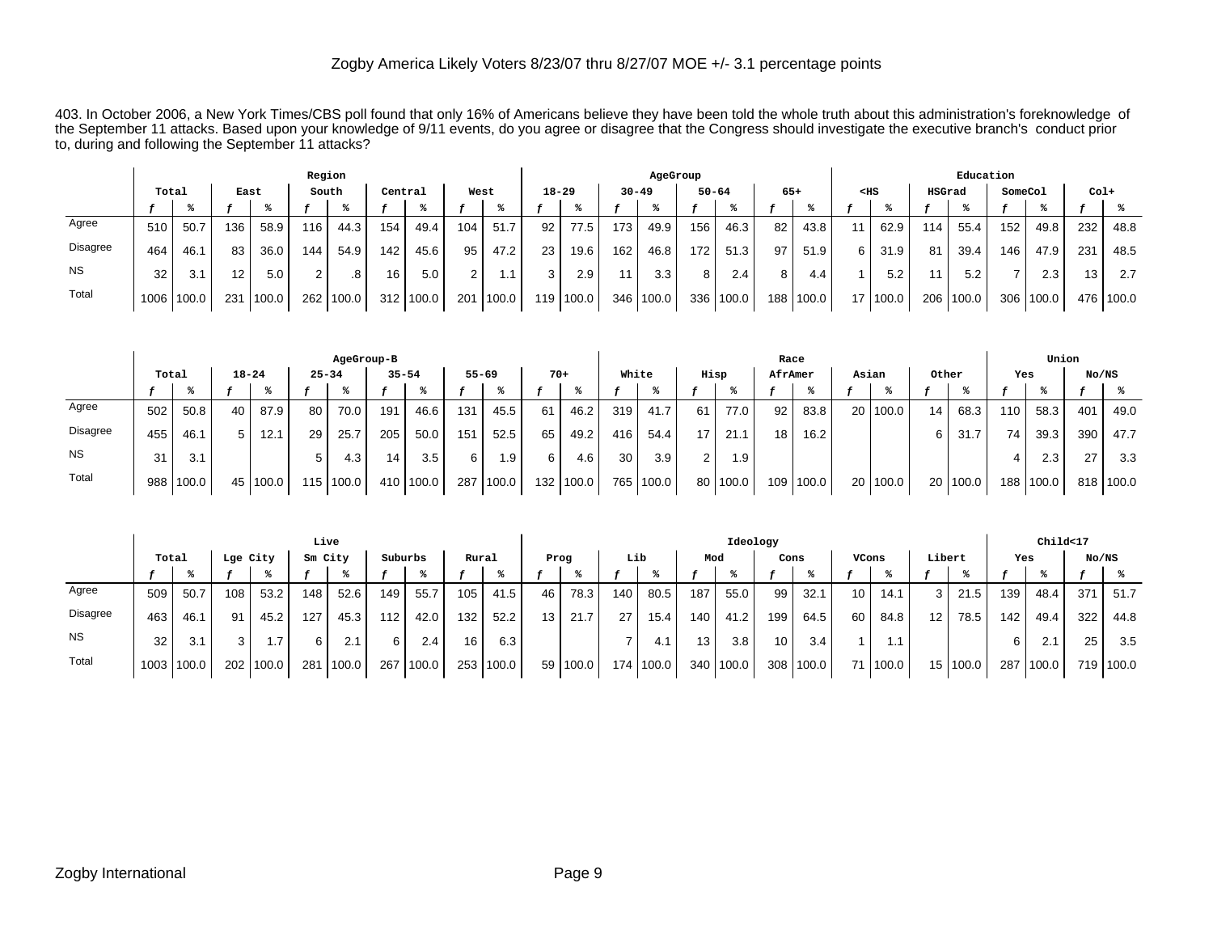Zogby America Likely Voters 8/23/07 thru 8/27/07 MOE +/- 3.1 percentage points

403. In October 2006, a New York Times/CBS poll found that only 16% of Americans believe they have been told the whole truth about this administration's foreknowledge of the September 11 attacks. Based upon your knowledge of 9/11 events, do you agree or disagree that the Congress should investigate the executive branch's conduct prior to, during and following the September 11 attacks?

| | Total | | Region: East | | Region: South | | Region: Central | | Region: West | | AgeGroup: 18-29 | | AgeGroup: 30-49 | | AgeGroup: 50-64 | | AgeGroup: 65+ | | Education: <HS | | Education: HSGrad | | Education: SomeCol | | Education: Col+ | |
|---|---|---|---|---|---|---|---|---|---|---|---|---|---|---|---|---|---|---|---|---|---|---|---|---|---|---|
| | *f* | % | *f* | % | *f* | % | *f* | % | *f* | % | *f* | % | *f* | % | *f* | % | *f* | % | *f* | % | *f* | % | *f* | % | *f* | % |
| Agree | 510 | 50.7 | 136 | 58.9 | 116 | 44.3 | 154 | 49.4 | 104 | 51.7 | 92 | 77.5 | 173 | 49.9 | 156 | 46.3 | 82 | 43.8 | 11 | 62.9 | 114 | 55.4 | 152 | 49.8 | 232 | 48.8 |
| Disagree | 464 | 46.1 | 83 | 36.0 | 144 | 54.9 | 142 | 45.6 | 95 | 47.2 | 23 | 19.6 | 162 | 46.8 | 172 | 51.3 | 97 | 51.9 | 6 | 31.9 | 81 | 39.4 | 146 | 47.9 | 231 | 48.5 |
| NS | 32 | 3.1 | 12 | 5.0 | 2 | .8 | 16 | 5.0 | 2 | 1.1 | 3 | 2.9 | 11 | 3.3 | 8 | 2.4 | 8 | 4.4 | 1 | 5.2 | 11 | 5.2 | 7 | 2.3 | 13 | 2.7 |
| Total | 1006 | 100.0 | 231 | 100.0 | 262 | 100.0 | 312 | 100.0 | 201 | 100.0 | 119 | 100.0 | 346 | 100.0 | 336 | 100.0 | 188 | 100.0 | 17 | 100.0 | 206 | 100.0 | 306 | 100.0 | 476 | 100.0 |

| | Total | | AgeGroup-B: 18-24 | | AgeGroup-B: 25-34 | | AgeGroup-B: 35-54 | | AgeGroup-B: 55-69 | | AgeGroup-B: 70+ | | Race: White | | Race: Hisp | | Race: AfrAmer | | Race: Asian | | Race: Other | | Union: Yes | | Union: No/NS | |
|---|---|---|---|---|---|---|---|---|---|---|---|---|---|---|---|---|---|---|---|---|---|---|---|---|---|---|
| | *f* | % | *f* | % | *f* | % | *f* | % | *f* | % | *f* | % | *f* | % | *f* | % | *f* | % | *f* | % | *f* | % | *f* | % | *f* | % |
| Agree | 502 | 50.8 | 40 | 87.9 | 80 | 70.0 | 191 | 46.6 | 131 | 45.5 | 61 | 46.2 | 319 | 41.7 | 61 | 77.0 | 92 | 83.8 | 20 | 100.0 | 14 | 68.3 | 110 | 58.3 | 401 | 49.0 |
| Disagree | 455 | 46.1 | 5 | 12.1 | 29 | 25.7 | 205 | 50.0 | 151 | 52.5 | 65 | 49.2 | 416 | 54.4 | 17 | 21.1 | 18 | 16.2 | | | 6 | 31.7 | 74 | 39.3 | 390 | 47.7 |
| NS | 31 | 3.1 | | | 5 | 4.3 | 14 | 3.5 | 6 | 1.9 | 6 | 4.6 | 30 | 3.9 | 2 | 1.9 | | | | | | | 4 | 2.3 | 27 | 3.3 |
| Total | 988 | 100.0 | 45 | 100.0 | 115 | 100.0 | 410 | 100.0 | 287 | 100.0 | 132 | 100.0 | 765 | 100.0 | 80 | 100.0 | 109 | 100.0 | 20 | 100.0 | 20 | 100.0 | 188 | 100.0 | 818 | 100.0 |

| | Total | | Live: Lge City | | Live: Sm City | | Live: Suburbs | | Live: Rural | | Ideology: Prog | | Ideology: Lib | | Ideology: Mod | | Ideology: Cons | | Ideology: VCons | | Ideology: Libert | | Child<17: Yes | | Child<17: No/NS | |
|---|---|---|---|---|---|---|---|---|---|---|---|---|---|---|---|---|---|---|---|---|---|---|---|---|---|---|
| | *f* | % | *f* | % | *f* | % | *f* | % | *f* | % | *f* | % | *f* | % | *f* | % | *f* | % | *f* | % | *f* | % | *f* | % | *f* | % |
| Agree | 509 | 50.7 | 108 | 53.2 | 148 | 52.6 | 149 | 55.7 | 105 | 41.5 | 46 | 78.3 | 140 | 80.5 | 187 | 55.0 | 99 | 32.1 | 10 | 14.1 | 3 | 21.5 | 139 | 48.4 | 371 | 51.7 |
| Disagree | 463 | 46.1 | 91 | 45.2 | 127 | 45.3 | 112 | 42.0 | 132 | 52.2 | 13 | 21.7 | 27 | 15.4 | 140 | 41.2 | 199 | 64.5 | 60 | 84.8 | 12 | 78.5 | 142 | 49.4 | 322 | 44.8 |
| NS | 32 | 3.1 | 3 | 1.7 | 6 | 2.1 | 6 | 2.4 | 16 | 6.3 | | | 7 | 4.1 | 13 | 3.8 | 10 | 3.4 | 1 | 1.1 | | | 6 | 2.1 | 25 | 3.5 |
| Total | 1003 | 100.0 | 202 | 100.0 | 281 | 100.0 | 267 | 100.0 | 253 | 100.0 | 59 | 100.0 | 174 | 100.0 | 340 | 100.0 | 308 | 100.0 | 71 | 100.0 | 15 | 100.0 | 287 | 100.0 | 719 | 100.0 |

Zogby International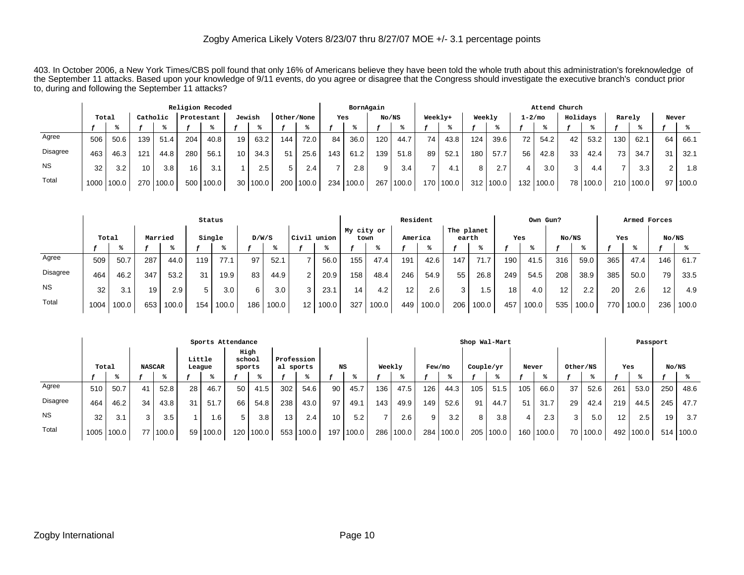Zogby America Likely Voters 8/23/07 thru 8/27/07 MOE +/- 3.1 percentage points

403. In October 2006, a New York Times/CBS poll found that only 16% of Americans believe they have been told the whole truth about this administration's foreknowledge of the September 11 attacks. Based upon your knowledge of 9/11 events, do you agree or disagree that the Congress should investigate the executive branch's conduct prior to, during and following the September 11 attacks?

| | Religion Recoded | | | | | | | | | | BornAgain | | | | Attend Church | | | | | | | | | | | |
|---|---|---|---|---|---|---|---|---|---|---|---|---|---|---|---|---|---|---|---|---|---|---|---|---|---|---|
| | Total | | Catholic | | Protestant | | Jewish | | Other/None | | Yes | | No/NS | | Weekly+ | | Weekly | | 1-2/mo | | Holidays | | Rarely | | Never | |
| | f | % | f | % | f | % | f | % | f | % | f | % | f | % | f | % | f | % | f | % | f | % | f | % | f | % |
| Agree | 506 | 50.6 | 139 | 51.4 | 204 | 40.8 | 19 | 63.2 | 144 | 72.0 | 84 | 36.0 | 120 | 44.7 | 74 | 43.8 | 124 | 39.6 | 72 | 54.2 | 42 | 53.2 | 130 | 62.1 | 64 | 66.1 |
| Disagree | 463 | 46.3 | 121 | 44.8 | 280 | 56.1 | 10 | 34.3 | 51 | 25.6 | 143 | 61.2 | 139 | 51.8 | 89 | 52.1 | 180 | 57.7 | 56 | 42.8 | 33 | 42.4 | 73 | 34.7 | 31 | 32.1 |
| NS | 32 | 3.2 | 10 | 3.8 | 16 | 3.1 | 1 | 2.5 | 5 | 2.4 | 7 | 2.8 | 9 | 3.4 | 7 | 4.1 | 8 | 2.7 | 4 | 3.0 | 3 | 4.4 | 7 | 3.3 | 2 | 1.8 |
| Total | 1000 | 100.0 | 270 | 100.0 | 500 | 100.0 | 30 | 100.0 | 200 | 100.0 | 234 | 100.0 | 267 | 100.0 | 170 | 100.0 | 312 | 100.0 | 132 | 100.0 | 78 | 100.0 | 210 | 100.0 | 97 | 100.0 |

| | Status | | | | | | | | | | Resident | | | | | | Own Gun? | | | | Armed Forces | | | |
|---|---|---|---|---|---|---|---|---|---|---|---|---|---|---|---|---|---|---|---|---|---|---|---|---|
| | Total | | Married | | Single | | D/W/S | | Civil union | | My city or town | | America | | The planet earth | | Yes | | No/NS | | Yes | | No/NS | |
| | f | % | f | % | f | % | f | % | f | % | f | % | f | % | f | % | f | % | f | % | f | % | f | % |
| Agree | 509 | 50.7 | 287 | 44.0 | 119 | 77.1 | 97 | 52.1 | 7 | 56.0 | 155 | 47.4 | 191 | 42.6 | 147 | 71.7 | 190 | 41.5 | 316 | 59.0 | 365 | 47.4 | 146 | 61.7 |
| Disagree | 464 | 46.2 | 347 | 53.2 | 31 | 19.9 | 83 | 44.9 | 2 | 20.9 | 158 | 48.4 | 246 | 54.9 | 55 | 26.8 | 249 | 54.5 | 208 | 38.9 | 385 | 50.0 | 79 | 33.5 |
| NS | 32 | 3.1 | 19 | 2.9 | 5 | 3.0 | 6 | 3.0 | 3 | 23.1 | 14 | 4.2 | 12 | 2.6 | 3 | 1.5 | 18 | 4.0 | 12 | 2.2 | 20 | 2.6 | 12 | 4.9 |
| Total | 1004 | 100.0 | 653 | 100.0 | 154 | 100.0 | 186 | 100.0 | 12 | 100.0 | 327 | 100.0 | 449 | 100.0 | 206 | 100.0 | 457 | 100.0 | 535 | 100.0 | 770 | 100.0 | 236 | 100.0 |

| | Sports Attendance | | | | | | | | | | | | Shop Wal-Mart | | | | | | | | | | Passport | | | |
|---|---|---|---|---|---|---|---|---|---|---|---|---|---|---|---|---|---|---|---|---|---|---|---|---|---|---|
| | Total | | NASCAR | | Little League | | High school sports | | Professional sports | | NS | | Weekly | | Few/mo | | Couple/yr | | Never | | Other/NS | | Yes | | No/NS | |
| | f | % | f | % | f | % | f | % | f | % | f | % | f | % | f | % | f | % | f | % | f | % | f | % | f | % |
| Agree | 510 | 50.7 | 41 | 52.8 | 28 | 46.7 | 50 | 41.5 | 302 | 54.6 | 90 | 45.7 | 136 | 47.5 | 126 | 44.3 | 105 | 51.5 | 105 | 66.0 | 37 | 52.6 | 261 | 53.0 | 250 | 48.6 |
| Disagree | 464 | 46.2 | 34 | 43.8 | 31 | 51.7 | 66 | 54.8 | 238 | 43.0 | 97 | 49.1 | 143 | 49.9 | 149 | 52.6 | 91 | 44.7 | 51 | 31.7 | 29 | 42.4 | 219 | 44.5 | 245 | 47.7 |
| NS | 32 | 3.1 | 3 | 3.5 | 1 | 1.6 | 5 | 3.8 | 13 | 2.4 | 10 | 5.2 | 7 | 2.6 | 9 | 3.2 | 8 | 3.8 | 4 | 2.3 | 3 | 5.0 | 12 | 2.5 | 19 | 3.7 |
| Total | 1005 | 100.0 | 77 | 100.0 | 59 | 100.0 | 120 | 100.0 | 553 | 100.0 | 197 | 100.0 | 286 | 100.0 | 284 | 100.0 | 205 | 100.0 | 160 | 100.0 | 70 | 100.0 | 492 | 100.0 | 514 | 100.0 |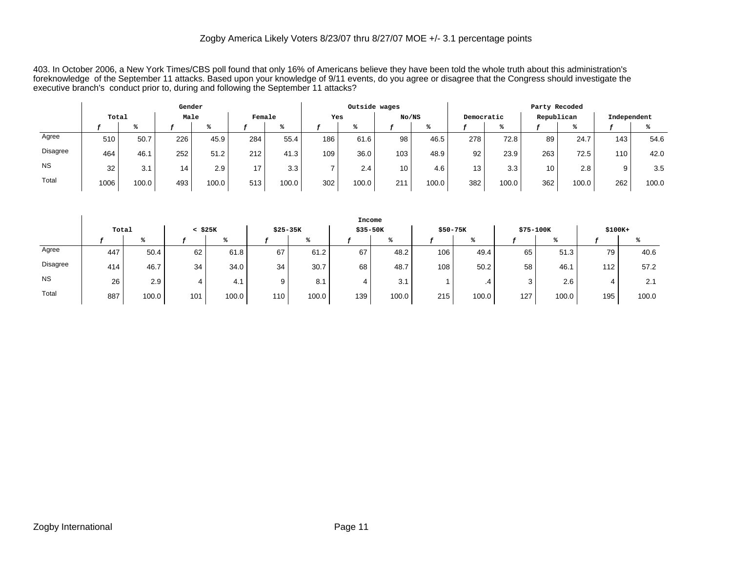403. In October 2006, a New York Times/CBS poll found that only 16% of Americans believe they have been told the whole truth about this administration's foreknowledge of the September 11 attacks. Based upon your knowledge of 9/11 events, do you agree or disagree that the Congress should investigate the executive branch's conduct prior to, during and following the September 11 attacks?

| | Total | | Gender | | | | Outside wages | | | | Party Recoded | | | | | |
|---|---|---|---|---|---|---|---|---|---|---|---|---|---|---|---|---|
| | | | Male | | Female | | Yes | | No/NS | | Democratic | | Republican | | Independent | |
| | *f* | % | *f* | % | *f* | % | *f* | % | *f* | % | *f* | % | *f* | % | *f* | % |
| Agree | 510 | 50.7 | 226 | 45.9 | 284 | 55.4 | 186 | 61.6 | 98 | 46.5 | 278 | 72.8 | 89 | 24.7 | 143 | 54.6 |
| Disagree | 464 | 46.1 | 252 | 51.2 | 212 | 41.3 | 109 | 36.0 | 103 | 48.9 | 92 | 23.9 | 263 | 72.5 | 110 | 42.0 |
| NS | 32 | 3.1 | 14 | 2.9 | 17 | 3.3 | 7 | 2.4 | 10 | 4.6 | 13 | 3.3 | 10 | 2.8 | 9 | 3.5 |
| Total | 1006 | 100.0 | 493 | 100.0 | 513 | 100.0 | 302 | 100.0 | 211 | 100.0 | 382 | 100.0 | 362 | 100.0 | 262 | 100.0 |

| | Total | | Income | | | | | | | | | | | |
|---|---|---|---|---|---|---|---|---|---|---|---|---|---|---|
| | | | < $25K | | $25-35K | | $35-50K | | $50-75K | | $75-100K | | $100K+ | |
| | *f* | % | *f* | % | *f* | % | *f* | % | *f* | % | *f* | % | *f* | % |
| Agree | 447 | 50.4 | 62 | 61.8 | 67 | 61.2 | 67 | 48.2 | 106 | 49.4 | 65 | 51.3 | 79 | 40.6 |
| Disagree | 414 | 46.7 | 34 | 34.0 | 34 | 30.7 | 68 | 48.7 | 108 | 50.2 | 58 | 46.1 | 112 | 57.2 |
| NS | 26 | 2.9 | 4 | 4.1 | 9 | 8.1 | 4 | 3.1 | 1 | .4 | 3 | 2.6 | 4 | 2.1 |
| Total | 887 | 100.0 | 101 | 100.0 | 110 | 100.0 | 139 | 100.0 | 215 | 100.0 | 127 | 100.0 | 195 | 100.0 |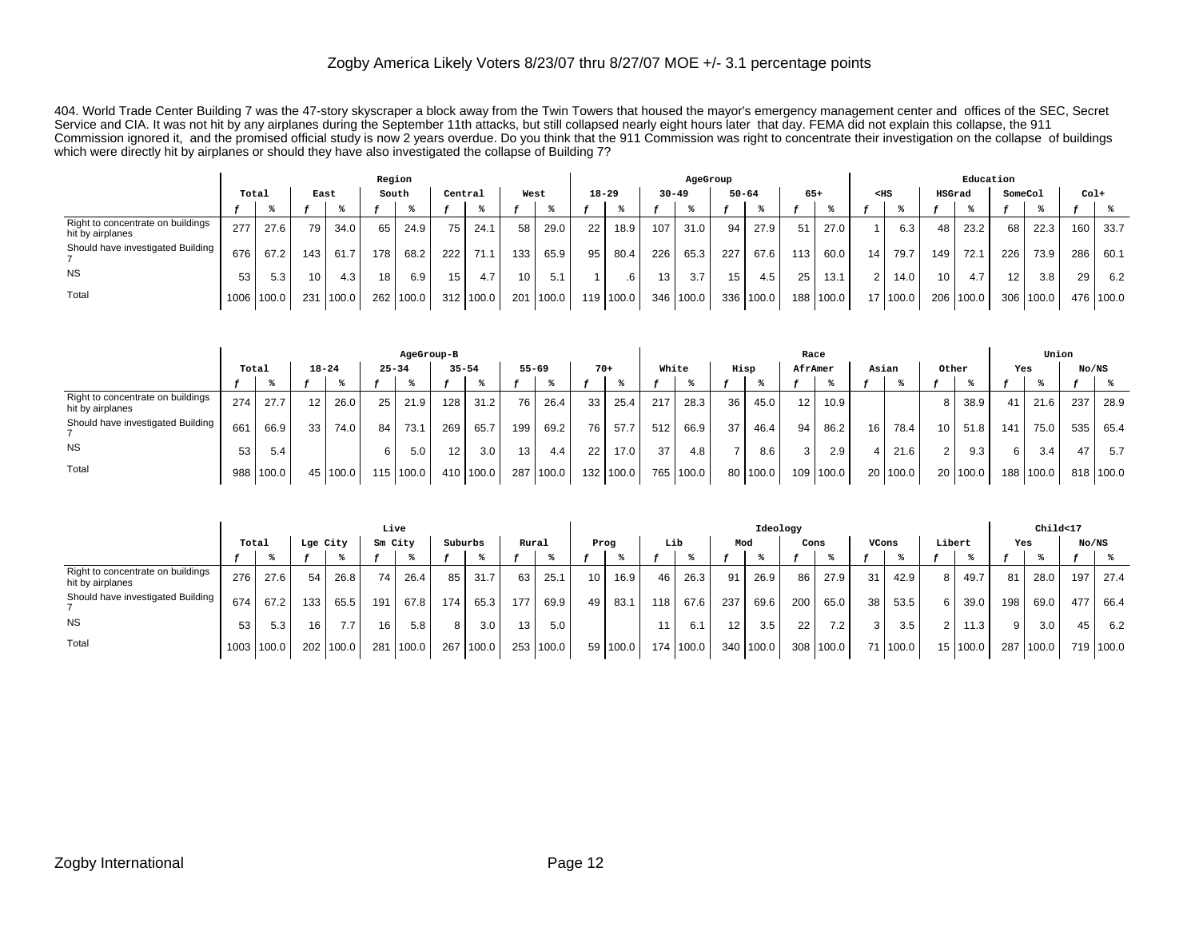Zogby America Likely Voters 8/23/07 thru 8/27/07 MOE +/- 3.1 percentage points

404. World Trade Center Building 7 was the 47-story skyscraper a block away from the Twin Towers that housed the mayor's emergency management center and offices of the SEC, Secret Service and CIA. It was not hit by any airplanes during the September 11th attacks, but still collapsed nearly eight hours later that day. FEMA did not explain this collapse, the 911 Commission ignored it, and the promised official study is now 2 years overdue. Do you think that the 911 Commission was right to concentrate their investigation on the collapse of buildings which were directly hit by airplanes or should they have also investigated the collapse of Building 7?

| | Total | | Region | | | | | | | | | | AgeGroup | | | | | | | | Education | | | | | | | |
|---|---|---|---|---|---|---|---|---|---|---|---|---|---|---|---|---|---|---|---|---|---|---|---|---|---|---|---|---|
| | | | East | | South | | Central | | West | | 18-29 | | 30-49 | | 50-64 | | 65+ | | <HS | | HSGrad | | SomeCol | | Col+ | |
| | f | % | f | % | f | % | f | % | f | % | f | % | f | % | f | % | f | % | f | % | f | % | f | % | f | % |
| Right to concentrate on buildings hit by airplanes | 277 | 27.6 | 79 | 34.0 | 65 | 24.9 | 75 | 24.1 | 58 | 29.0 | 22 | 18.9 | 107 | 31.0 | 94 | 27.9 | 51 | 27.0 | 1 | 6.3 | 48 | 23.2 | 68 | 22.3 | 160 | 33.7 |
| Should have investigated Building 7 | 676 | 67.2 | 143 | 61.7 | 178 | 68.2 | 222 | 71.1 | 133 | 65.9 | 95 | 80.4 | 226 | 65.3 | 227 | 67.6 | 113 | 60.0 | 14 | 79.7 | 149 | 72.1 | 226 | 73.9 | 286 | 60.1 |
| NS | 53 | 5.3 | 10 | 4.3 | 18 | 6.9 | 15 | 4.7 | 10 | 5.1 | 1 | .6 | 13 | 3.7 | 15 | 4.5 | 25 | 13.1 | 2 | 14.0 | 10 | 4.7 | 12 | 3.8 | 29 | 6.2 |
| Total | 1006 | 100.0 | 231 | 100.0 | 262 | 100.0 | 312 | 100.0 | 201 | 100.0 | 119 | 100.0 | 346 | 100.0 | 336 | 100.0 | 188 | 100.0 | 17 | 100.0 | 206 | 100.0 | 306 | 100.0 | 476 | 100.0 |

| | Total | | AgeGroup-B | | | | | | | | | | Race | | | | | | | | | | Union | | | |
|---|---|---|---|---|---|---|---|---|---|---|---|---|---|---|---|---|---|---|---|---|---|---|---|---|---|---|
| | | | 18-24 | | 25-34 | | 35-54 | | 55-69 | | 70+ | | White | | Hisp | | AfrAmer | | Asian | | Other | | Yes | | No/NS | |
| | f | % | f | % | f | % | f | % | f | % | f | % | f | % | f | % | f | % | f | % | f | % | f | % | f | % |
| Right to concentrate on buildings hit by airplanes | 274 | 27.7 | 12 | 26.0 | 25 | 21.9 | 128 | 31.2 | 76 | 26.4 | 33 | 25.4 | 217 | 28.3 | 36 | 45.0 | 12 | 10.9 | | | 8 | 38.9 | 41 | 21.6 | 237 | 28.9 |
| Should have investigated Building 7 | 661 | 66.9 | 33 | 74.0 | 84 | 73.1 | 269 | 65.7 | 199 | 69.2 | 76 | 57.7 | 512 | 66.9 | 37 | 46.4 | 94 | 86.2 | 16 | 78.4 | 10 | 51.8 | 141 | 75.0 | 535 | 65.4 |
| NS | 53 | 5.4 | | | 6 | 5.0 | 12 | 3.0 | 13 | 4.4 | 22 | 17.0 | 37 | 4.8 | 7 | 8.6 | 3 | 2.9 | 4 | 21.6 | 2 | 9.3 | 6 | 3.4 | 47 | 5.7 |
| Total | 988 | 100.0 | 45 | 100.0 | 115 | 100.0 | 410 | 100.0 | 287 | 100.0 | 132 | 100.0 | 765 | 100.0 | 80 | 100.0 | 109 | 100.0 | 20 | 100.0 | 20 | 100.0 | 188 | 100.0 | 818 | 100.0 |

| | Total | | Live | | | | | | | | Ideology | | | | | | | | | | | | Child<17 | | | |
|---|---|---|---|---|---|---|---|---|---|---|---|---|---|---|---|---|---|---|---|---|---|---|---|---|---|---|
| | | | Lge City | | Sm City | | Suburbs | | Rural | | Prog | | Lib | | Mod | | Cons | | VCons | | Libert | | Yes | | No/NS | |
| | f | % | f | % | f | % | f | % | f | % | f | % | f | % | f | % | f | % | f | % | f | % | f | % | f | % |
| Right to concentrate on buildings hit by airplanes | 276 | 27.6 | 54 | 26.8 | 74 | 26.4 | 85 | 31.7 | 63 | 25.1 | 10 | 16.9 | 46 | 26.3 | 91 | 26.9 | 86 | 27.9 | 31 | 42.9 | 8 | 49.7 | 81 | 28.0 | 197 | 27.4 |
| Should have investigated Building 7 | 674 | 67.2 | 133 | 65.5 | 191 | 67.8 | 174 | 65.3 | 177 | 69.9 | 49 | 83.1 | 118 | 67.6 | 237 | 69.6 | 200 | 65.0 | 38 | 53.5 | 6 | 39.0 | 198 | 69.0 | 477 | 66.4 |
| NS | 53 | 5.3 | 16 | 7.7 | 16 | 5.8 | 8 | 3.0 | 13 | 5.0 | | | 11 | 6.1 | 12 | 3.5 | 22 | 7.2 | 3 | 3.5 | 2 | 11.3 | 9 | 3.0 | 45 | 6.2 |
| Total | 1003 | 100.0 | 202 | 100.0 | 281 | 100.0 | 267 | 100.0 | 253 | 100.0 | 59 | 100.0 | 174 | 100.0 | 340 | 100.0 | 308 | 100.0 | 71 | 100.0 | 15 | 100.0 | 287 | 100.0 | 719 | 100.0 |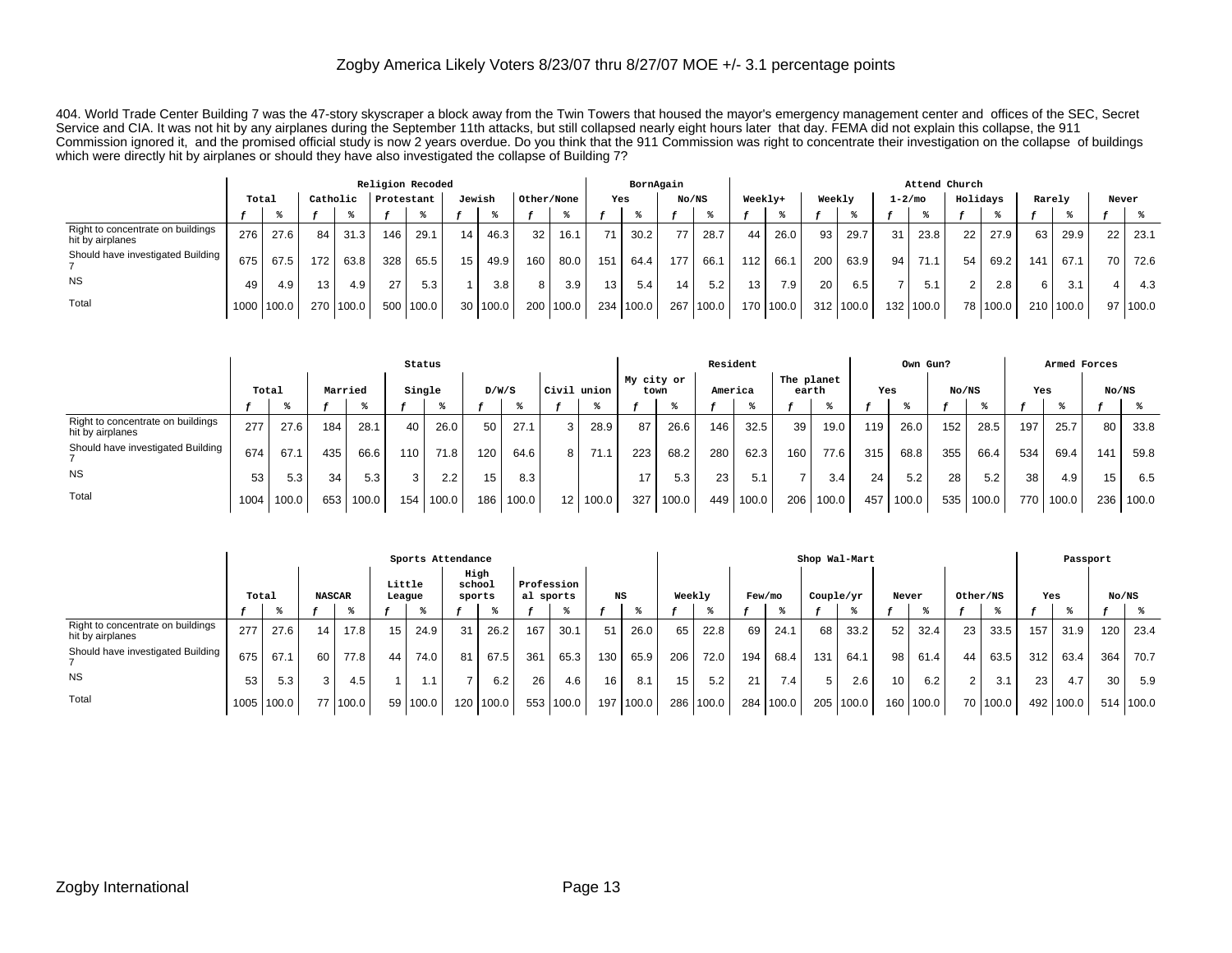Zogby America Likely Voters 8/23/07 thru 8/27/07 MOE +/- 3.1 percentage points

404. World Trade Center Building 7 was the 47-story skyscraper a block away from the Twin Towers that housed the mayor's emergency management center and offices of the SEC, Secret Service and CIA. It was not hit by any airplanes during the September 11th attacks, but still collapsed nearly eight hours later that day. FEMA did not explain this collapse, the 911 Commission ignored it, and the promised official study is now 2 years overdue. Do you think that the 911 Commission was right to concentrate their investigation on the collapse of buildings which were directly hit by airplanes or should they have also investigated the collapse of Building 7?

| | Total | | Religion Recoded: Catholic | | Protestant | | Jewish | | Other/None | | BornAgain: Yes | | No/NS | | Attend Church: Weekly+ | | Weekly | | 1-2/mo | | Holidays | | Rarely | | Never | |
|---|---|---|---|---|---|---|---|---|---|---|---|---|---|---|---|---|---|---|---|---|---|---|---|---|---|---|
| | f | % | f | % | f | % | f | % | f | % | f | % | f | % | f | % | f | % | f | % | f | % | f | % | f | % |
| Right to concentrate on buildings hit by airplanes | 276 | 27.6 | 84 | 31.3 | 146 | 29.1 | 14 | 46.3 | 32 | 16.1 | 71 | 30.2 | 77 | 28.7 | 44 | 26.0 | 93 | 29.7 | 31 | 23.8 | 22 | 27.9 | 63 | 29.9 | 22 | 23.1 |
| Should have investigated Building 7 | 675 | 67.5 | 172 | 63.8 | 328 | 65.5 | 15 | 49.9 | 160 | 80.0 | 151 | 64.4 | 177 | 66.1 | 112 | 66.1 | 200 | 63.9 | 94 | 71.1 | 54 | 69.2 | 141 | 67.1 | 70 | 72.6 |
| NS | 49 | 4.9 | 13 | 4.9 | 27 | 5.3 | 1 | 3.8 | 8 | 3.9 | 13 | 5.4 | 14 | 5.2 | 13 | 7.9 | 20 | 6.5 | 7 | 5.1 | 2 | 2.8 | 6 | 3.1 | 4 | 4.3 |
| Total | 1000 | 100.0 | 270 | 100.0 | 500 | 100.0 | 30 | 100.0 | 200 | 100.0 | 234 | 100.0 | 267 | 100.0 | 170 | 100.0 | 312 | 100.0 | 132 | 100.0 | 78 | 100.0 | 210 | 100.0 | 97 | 100.0 |

| | Total | | Status: Married | | Single | | D/W/S | | Civil union | | Resident: My city or town | | America | | The planet earth | | Own Gun?: Yes | | No/NS | | Armed Forces: Yes | | No/NS | |
|---|---|---|---|---|---|---|---|---|---|---|---|---|---|---|---|---|---|---|---|---|---|---|---|---|
| | f | % | f | % | f | % | f | % | f | % | f | % | f | % | f | % | f | % | f | % | f | % | f | % |
| Right to concentrate on buildings hit by airplanes | 277 | 27.6 | 184 | 28.1 | 40 | 26.0 | 50 | 27.1 | 3 | 28.9 | 87 | 26.6 | 146 | 32.5 | 39 | 19.0 | 119 | 26.0 | 152 | 28.5 | 197 | 25.7 | 80 | 33.8 |
| Should have investigated Building 7 | 674 | 67.1 | 435 | 66.6 | 110 | 71.8 | 120 | 64.6 | 8 | 71.1 | 223 | 68.2 | 280 | 62.3 | 160 | 77.6 | 315 | 68.8 | 355 | 66.4 | 534 | 69.4 | 141 | 59.8 |
| NS | 53 | 5.3 | 34 | 5.3 | 3 | 2.2 | 15 | 8.3 | | | 17 | 5.3 | 23 | 5.1 | 7 | 3.4 | 24 | 5.2 | 28 | 5.2 | 38 | 4.9 | 15 | 6.5 |
| Total | 1004 | 100.0 | 653 | 100.0 | 154 | 100.0 | 186 | 100.0 | 12 | 100.0 | 327 | 100.0 | 449 | 100.0 | 206 | 100.0 | 457 | 100.0 | 535 | 100.0 | 770 | 100.0 | 236 | 100.0 |

| | Total | | Sports Attendance: NASCAR | | Little League | | High school sports | | Professional sports | | NS | | Shop Wal-Mart: Weekly | | Few/mo | | Couple/yr | | Never | | Other/NS | | Passport: Yes | | No/NS | |
|---|---|---|---|---|---|---|---|---|---|---|---|---|---|---|---|---|---|---|---|---|---|---|---|---|---|---|
| | f | % | f | % | f | % | f | % | f | % | f | % | f | % | f | % | f | % | f | % | f | % | f | % | f | % |
| Right to concentrate on buildings hit by airplanes | 277 | 27.6 | 14 | 17.8 | 15 | 24.9 | 31 | 26.2 | 167 | 30.1 | 51 | 26.0 | 65 | 22.8 | 69 | 24.1 | 68 | 33.2 | 52 | 32.4 | 23 | 33.5 | 157 | 31.9 | 120 | 23.4 |
| Should have investigated Building 7 | 675 | 67.1 | 60 | 77.8 | 44 | 74.0 | 81 | 67.5 | 361 | 65.3 | 130 | 65.9 | 206 | 72.0 | 194 | 68.4 | 131 | 64.1 | 98 | 61.4 | 44 | 63.5 | 312 | 63.4 | 364 | 70.7 |
| NS | 53 | 5.3 | 3 | 4.5 | 1 | 1.1 | 7 | 6.2 | 26 | 4.6 | 16 | 8.1 | 15 | 5.2 | 21 | 7.4 | 5 | 2.6 | 10 | 6.2 | 2 | 3.1 | 23 | 4.7 | 30 | 5.9 |
| Total | 1005 | 100.0 | 77 | 100.0 | 59 | 100.0 | 120 | 100.0 | 553 | 100.0 | 197 | 100.0 | 286 | 100.0 | 284 | 100.0 | 205 | 100.0 | 160 | 100.0 | 70 | 100.0 | 492 | 100.0 | 514 | 100.0 |

Zogby International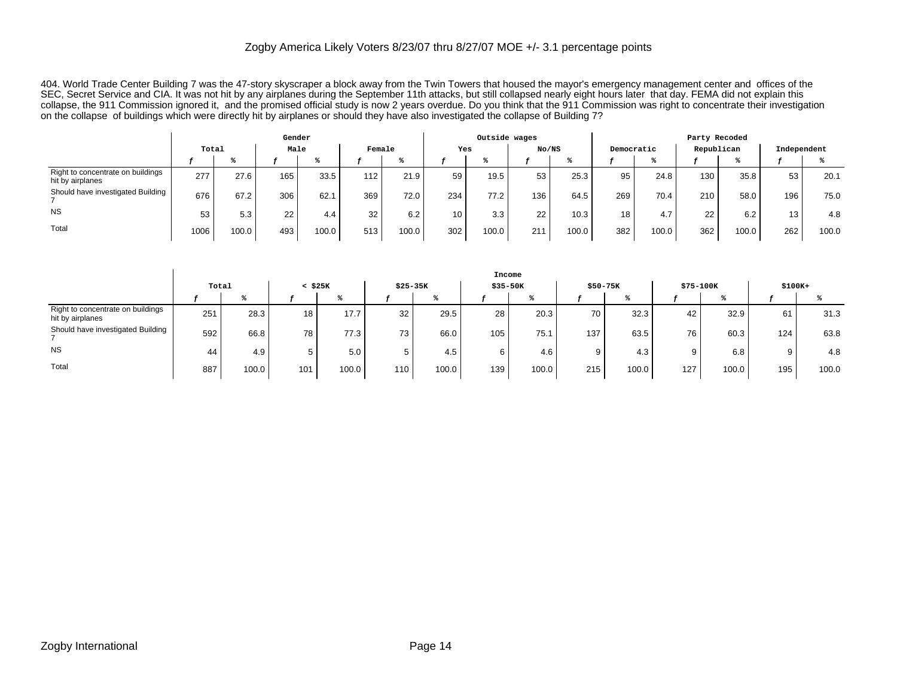Zogby America Likely Voters 8/23/07 thru 8/27/07 MOE +/- 3.1 percentage points

404. World Trade Center Building 7 was the 47-story skyscraper a block away from the Twin Towers that housed the mayor's emergency management center and offices of the SEC, Secret Service and CIA. It was not hit by any airplanes during the September 11th attacks, but still collapsed nearly eight hours later that day. FEMA did not explain this collapse, the 911 Commission ignored it, and the promised official study is now 2 years overdue. Do you think that the 911 Commission was right to concentrate their investigation on the collapse of buildings which were directly hit by airplanes or should they have also investigated the collapse of Building 7?

| | Total | | Gender | | | | Outside wages | | | | Party Recoded | | | | | |
|---|---|---|---|---|---|---|---|---|---|---|---|---|---|---|---|---|
| | | | Male | | Female | | Yes | | No/NS | | Democratic | | Republican | | Independent | |
| | *f* | % | *f* | % | *f* | % | *f* | % | *f* | % | *f* | % | *f* | % | *f* | % |
| Right to concentrate on buildings hit by airplanes | 277 | 27.6 | 165 | 33.5 | 112 | 21.9 | 59 | 19.5 | 53 | 25.3 | 95 | 24.8 | 130 | 35.8 | 53 | 20.1 |
| Should have investigated Building 7 | 676 | 67.2 | 306 | 62.1 | 369 | 72.0 | 234 | 77.2 | 136 | 64.5 | 269 | 70.4 | 210 | 58.0 | 196 | 75.0 |
| NS | 53 | 5.3 | 22 | 4.4 | 32 | 6.2 | 10 | 3.3 | 22 | 10.3 | 18 | 4.7 | 22 | 6.2 | 13 | 4.8 |
| Total | 1006 | 100.0 | 493 | 100.0 | 513 | 100.0 | 302 | 100.0 | 211 | 100.0 | 382 | 100.0 | 362 | 100.0 | 262 | 100.0 |

| | Total | | Income | | | | | | | | | | | |
|---|---|---|---|---|---|---|---|---|---|---|---|---|---|---|
| | | | < $25K | | $25-35K | | $35-50K | | $50-75K | | $75-100K | | $100K+ | |
| | *f* | % | *f* | % | *f* | % | *f* | % | *f* | % | *f* | % | *f* | % |
| Right to concentrate on buildings hit by airplanes | 251 | 28.3 | 18 | 17.7 | 32 | 29.5 | 28 | 20.3 | 70 | 32.3 | 42 | 32.9 | 61 | 31.3 |
| Should have investigated Building 7 | 592 | 66.8 | 78 | 77.3 | 73 | 66.0 | 105 | 75.1 | 137 | 63.5 | 76 | 60.3 | 124 | 63.8 |
| NS | 44 | 4.9 | 5 | 5.0 | 5 | 4.5 | 6 | 4.6 | 9 | 4.3 | 9 | 6.8 | 9 | 4.8 |
| Total | 887 | 100.0 | 101 | 100.0 | 110 | 100.0 | 139 | 100.0 | 215 | 100.0 | 127 | 100.0 | 195 | 100.0 |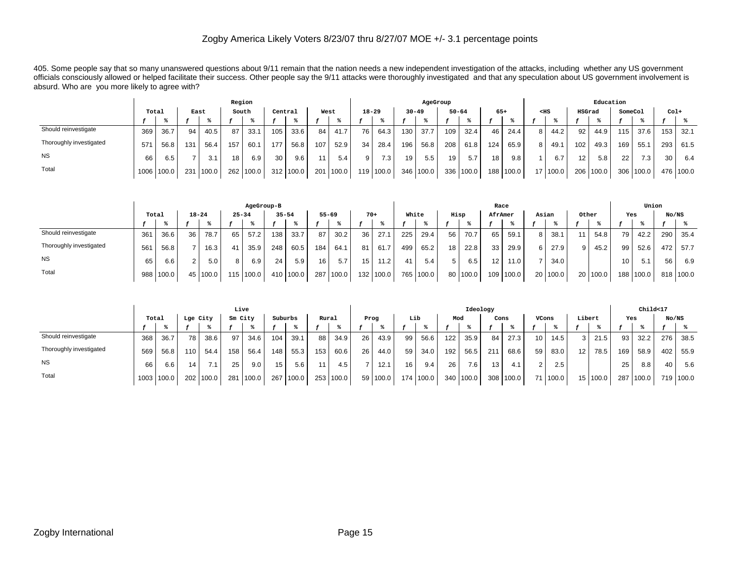Zogby America Likely Voters 8/23/07 thru 8/27/07 MOE +/- 3.1 percentage points

405. Some people say that so many unanswered questions about 9/11 remain that the nation needs a new independent investigation of the attacks, including whether any US government officials consciously allowed or helped facilitate their success. Other people say the 9/11 attacks were thoroughly investigated and that any speculation about US government involvement is absurd. Who are you more likely to agree with?

| | Total | | Region | | | | | | | | AgeGroup | | | | | | | | Education | | | | | | | |
|---|---|---|---|---|---|---|---|---|---|---|---|---|---|---|---|---|---|---|---|---|---|---|---|---|---|---|
| | | | East | | South | | Central | | West | | 18-29 | | 30-49 | | 50-64 | | 65+ | | <HS | | HSGrad | | SomeCol | | Col+ | |
| | f | % | f | % | f | % | f | % | f | % | f | % | f | % | f | % | f | % | f | % | f | % | f | % | f | % |
| Should reinvestigate | 369 | 36.7 | 94 | 40.5 | 87 | 33.1 | 105 | 33.6 | 84 | 41.7 | 76 | 64.3 | 130 | 37.7 | 109 | 32.4 | 46 | 24.4 | 8 | 44.2 | 92 | 44.9 | 115 | 37.6 | 153 | 32.1 |
| Thoroughly investigated | 571 | 56.8 | 131 | 56.4 | 157 | 60.1 | 177 | 56.8 | 107 | 52.9 | 34 | 28.4 | 196 | 56.8 | 208 | 61.8 | 124 | 65.9 | 8 | 49.1 | 102 | 49.3 | 169 | 55.1 | 293 | 61.5 |
| NS | 66 | 6.5 | 7 | 3.1 | 18 | 6.9 | 30 | 9.6 | 11 | 5.4 | 9 | 7.3 | 19 | 5.5 | 19 | 5.7 | 18 | 9.8 | 1 | 6.7 | 12 | 5.8 | 22 | 7.3 | 30 | 6.4 |
| Total | 1006 | 100.0 | 231 | 100.0 | 262 | 100.0 | 312 | 100.0 | 201 | 100.0 | 119 | 100.0 | 346 | 100.0 | 336 | 100.0 | 188 | 100.0 | 17 | 100.0 | 206 | 100.0 | 306 | 100.0 | 476 | 100.0 |

| | Total | | AgeGroup-B | | | | | | | | | | Race | | | | | | | | | | Union | | | |
|---|---|---|---|---|---|---|---|---|---|---|---|---|---|---|---|---|---|---|---|---|---|---|---|---|---|---|
| | | | 18-24 | | 25-34 | | 35-54 | | 55-69 | | 70+ | | White | | Hisp | | AfrAmer | | Asian | | Other | | Yes | | No/NS | |
| | f | % | f | % | f | % | f | % | f | % | f | % | f | % | f | % | f | % | f | % | f | % | f | % | f | % |
| Should reinvestigate | 361 | 36.6 | 36 | 78.7 | 65 | 57.2 | 138 | 33.7 | 87 | 30.2 | 36 | 27.1 | 225 | 29.4 | 56 | 70.7 | 65 | 59.1 | 8 | 38.1 | 11 | 54.8 | 79 | 42.2 | 290 | 35.4 |
| Thoroughly investigated | 561 | 56.8 | 7 | 16.3 | 41 | 35.9 | 248 | 60.5 | 184 | 64.1 | 81 | 61.7 | 499 | 65.2 | 18 | 22.8 | 33 | 29.9 | 6 | 27.9 | 9 | 45.2 | 99 | 52.6 | 472 | 57.7 |
| NS | 65 | 6.6 | 2 | 5.0 | 8 | 6.9 | 24 | 5.9 | 16 | 5.7 | 15 | 11.2 | 41 | 5.4 | 5 | 6.5 | 12 | 11.0 | 7 | 34.0 | | | 10 | 5.1 | 56 | 6.9 |
| Total | 988 | 100.0 | 45 | 100.0 | 115 | 100.0 | 410 | 100.0 | 287 | 100.0 | 132 | 100.0 | 765 | 100.0 | 80 | 100.0 | 109 | 100.0 | 20 | 100.0 | 20 | 100.0 | 188 | 100.0 | 818 | 100.0 |

| | Total | | Live | | | | | | | | Ideology | | | | | | | | | | | | Child<17 | | | |
|---|---|---|---|---|---|---|---|---|---|---|---|---|---|---|---|---|---|---|---|---|---|---|---|---|---|---|
| | | | Lge City | | Sm City | | Suburbs | | Rural | | Prog | | Lib | | Mod | | Cons | | VCons | | Libert | | Yes | | No/NS | |
| | f | % | f | % | f | % | f | % | f | % | f | % | f | % | f | % | f | % | f | % | f | % | f | % | f | % |
| Should reinvestigate | 368 | 36.7 | 78 | 38.6 | 97 | 34.6 | 104 | 39.1 | 88 | 34.9 | 26 | 43.9 | 99 | 56.6 | 122 | 35.9 | 84 | 27.3 | 10 | 14.5 | 3 | 21.5 | 93 | 32.2 | 276 | 38.5 |
| Thoroughly investigated | 569 | 56.8 | 110 | 54.4 | 158 | 56.4 | 148 | 55.3 | 153 | 60.6 | 26 | 44.0 | 59 | 34.0 | 192 | 56.5 | 211 | 68.6 | 59 | 83.0 | 12 | 78.5 | 169 | 58.9 | 402 | 55.9 |
| NS | 66 | 6.6 | 14 | 7.1 | 25 | 9.0 | 15 | 5.6 | 11 | 4.5 | 7 | 12.1 | 16 | 9.4 | 26 | 7.6 | 13 | 4.1 | 2 | 2.5 | | | 25 | 8.8 | 40 | 5.6 |
| Total | 1003 | 100.0 | 202 | 100.0 | 281 | 100.0 | 267 | 100.0 | 253 | 100.0 | 59 | 100.0 | 174 | 100.0 | 340 | 100.0 | 308 | 100.0 | 71 | 100.0 | 15 | 100.0 | 287 | 100.0 | 719 | 100.0 |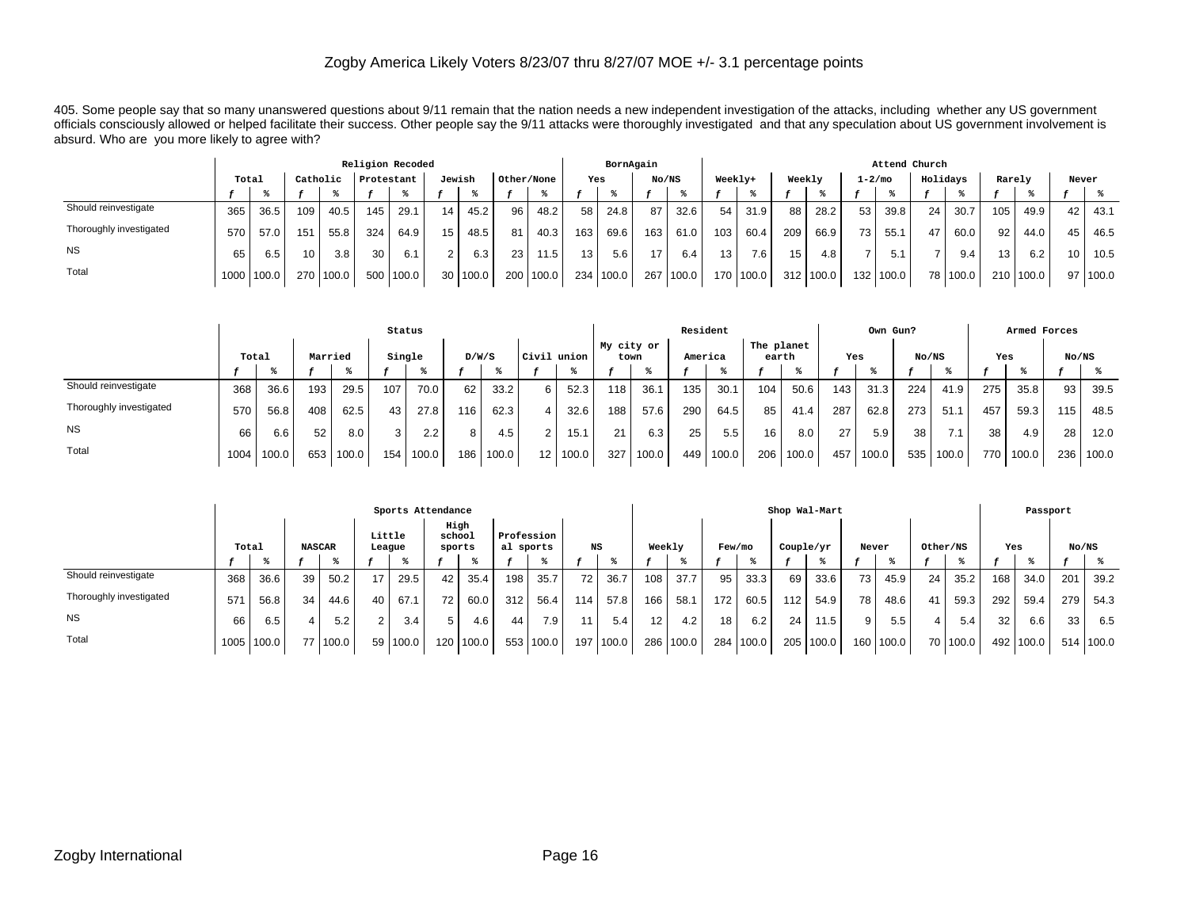Zogby America Likely Voters 8/23/07 thru 8/27/07 MOE +/- 3.1 percentage points

405. Some people say that so many unanswered questions about 9/11 remain that the nation needs a new independent investigation of the attacks, including whether any US government officials consciously allowed or helped facilitate their success. Other people say the 9/11 attacks were thoroughly investigated and that any speculation about US government involvement is absurd. Who are you more likely to agree with?

| | Total | | Religion Recoded | | | | | | | | BornAgain | | | | Attend Church | | | | | | | | | | | |
|---|---|---|---|---|---|---|---|---|---|---|---|---|---|---|---|---|---|---|---|---|---|---|---|---|---|---|
| | | | Catholic | | Protestant | | Jewish | | Other/None | | Yes | | No/NS | | Weekly+ | | Weekly | | 1-2/mo | | Holidays | | Rarely | | Never | |
| | f | % | f | % | f | % | f | % | f | % | f | % | f | % | f | % | f | % | f | % | f | % | f | % | f | % |
| Should reinvestigate | 365 | 36.5 | 109 | 40.5 | 145 | 29.1 | 14 | 45.2 | 96 | 48.2 | 58 | 24.8 | 87 | 32.6 | 54 | 31.9 | 88 | 28.2 | 53 | 39.8 | 24 | 30.7 | 105 | 49.9 | 42 | 43.1 |
| Thoroughly investigated | 570 | 57.0 | 151 | 55.8 | 324 | 64.9 | 15 | 48.5 | 81 | 40.3 | 163 | 69.6 | 163 | 61.0 | 103 | 60.4 | 209 | 66.9 | 73 | 55.1 | 47 | 60.0 | 92 | 44.0 | 45 | 46.5 |
| NS | 65 | 6.5 | 10 | 3.8 | 30 | 6.1 | 2 | 6.3 | 23 | 11.5 | 13 | 5.6 | 17 | 6.4 | 13 | 7.6 | 15 | 4.8 | 7 | 5.1 | 7 | 9.4 | 13 | 6.2 | 10 | 10.5 |
| Total | 1000 | 100.0 | 270 | 100.0 | 500 | 100.0 | 30 | 100.0 | 200 | 100.0 | 234 | 100.0 | 267 | 100.0 | 170 | 100.0 | 312 | 100.0 | 132 | 100.0 | 78 | 100.0 | 210 | 100.0 | 97 | 100.0 |

| | Total | | Status | | | | | | | | Resident | | | | | | Own Gun? | | | | Armed Forces | | | |
|---|---|---|---|---|---|---|---|---|---|---|---|---|---|---|---|---|---|---|---|---|---|---|---|---|
| | | | Married | | Single | | D/W/S | | Civil union | | My city or town | | America | | The planet earth | | Yes | | No/NS | | Yes | | No/NS | |
| | f | % | f | % | f | % | f | % | f | % | f | % | f | % | f | % | f | % | f | % | f | % | f | % |
| Should reinvestigate | 368 | 36.6 | 193 | 29.5 | 107 | 70.0 | 62 | 33.2 | 6 | 52.3 | 118 | 36.1 | 135 | 30.1 | 104 | 50.6 | 143 | 31.3 | 224 | 41.9 | 275 | 35.8 | 93 | 39.5 |
| Thoroughly investigated | 570 | 56.8 | 408 | 62.5 | 43 | 27.8 | 116 | 62.3 | 4 | 32.6 | 188 | 57.6 | 290 | 64.5 | 85 | 41.4 | 287 | 62.8 | 273 | 51.1 | 457 | 59.3 | 115 | 48.5 |
| NS | 66 | 6.6 | 52 | 8.0 | 3 | 2.2 | 8 | 4.5 | 2 | 15.1 | 21 | 6.3 | 25 | 5.5 | 16 | 8.0 | 27 | 5.9 | 38 | 7.1 | 38 | 4.9 | 28 | 12.0 |
| Total | 1004 | 100.0 | 653 | 100.0 | 154 | 100.0 | 186 | 100.0 | 12 | 100.0 | 327 | 100.0 | 449 | 100.0 | 206 | 100.0 | 457 | 100.0 | 535 | 100.0 | 770 | 100.0 | 236 | 100.0 |

| | Total | | Sports Attendance | | | | | | | | | | Shop Wal-Mart | | | | | | | | | | Passport | | | |
|---|---|---|---|---|---|---|---|---|---|---|---|---|---|---|---|---|---|---|---|---|---|---|---|---|---|---|
| | | | NASCAR | | Little League | | High school sports | | Profession al sports | | NS | | Weekly | | Few/mo | | Couple/yr | | Never | | Other/NS | | Yes | | No/NS | |
| | f | % | f | % | f | % | f | % | f | % | f | % | f | % | f | % | f | % | f | % | f | % | f | % | f | % |
| Should reinvestigate | 368 | 36.6 | 39 | 50.2 | 17 | 29.5 | 42 | 35.4 | 198 | 35.7 | 72 | 36.7 | 108 | 37.7 | 95 | 33.3 | 69 | 33.6 | 73 | 45.9 | 24 | 35.2 | 168 | 34.0 | 201 | 39.2 |
| Thoroughly investigated | 571 | 56.8 | 34 | 44.6 | 40 | 67.1 | 72 | 60.0 | 312 | 56.4 | 114 | 57.8 | 166 | 58.1 | 172 | 60.5 | 112 | 54.9 | 78 | 48.6 | 41 | 59.3 | 292 | 59.4 | 279 | 54.3 |
| NS | 66 | 6.5 | 4 | 5.2 | 2 | 3.4 | 5 | 4.6 | 44 | 7.9 | 11 | 5.4 | 12 | 4.2 | 18 | 6.2 | 24 | 11.5 | 9 | 5.5 | 4 | 5.4 | 32 | 6.6 | 33 | 6.5 |
| Total | 1005 | 100.0 | 77 | 100.0 | 59 | 100.0 | 120 | 100.0 | 553 | 100.0 | 197 | 100.0 | 286 | 100.0 | 284 | 100.0 | 205 | 100.0 | 160 | 100.0 | 70 | 100.0 | 492 | 100.0 | 514 | 100.0 |

Zogby International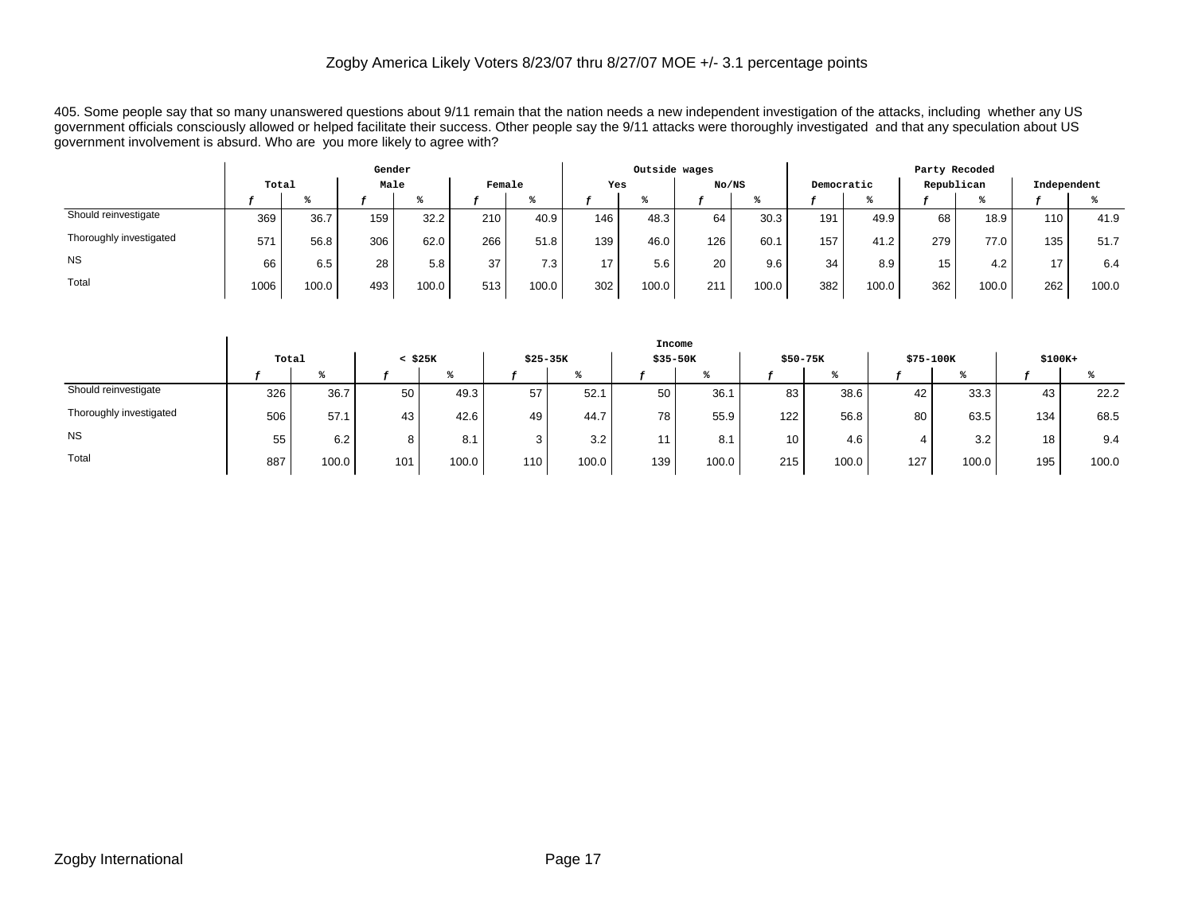Zogby America Likely Voters 8/23/07 thru 8/27/07 MOE +/- 3.1 percentage points

405. Some people say that so many unanswered questions about 9/11 remain that the nation needs a new independent investigation of the attacks, including whether any US government officials consciously allowed or helped facilitate their success. Other people say the 9/11 attacks were thoroughly investigated and that any speculation about US government involvement is absurd. Who are you more likely to agree with?

| | Total | | Gender | | | | Outside wages | | | | Party Recoded | | | | | |
|---|---|---|---|---|---|---|---|---|---|---|---|---|---|---|---|---|
| | | | Male | | Female | | Yes | | No/NS | | Democratic | | Republican | | Independent | |
| | f | % | f | % | f | % | f | % | f | % | f | % | f | % | f | % |
| Should reinvestigate | 369 | 36.7 | 159 | 32.2 | 210 | 40.9 | 146 | 48.3 | 64 | 30.3 | 191 | 49.9 | 68 | 18.9 | 110 | 41.9 |
| Thoroughly investigated | 571 | 56.8 | 306 | 62.0 | 266 | 51.8 | 139 | 46.0 | 126 | 60.1 | 157 | 41.2 | 279 | 77.0 | 135 | 51.7 |
| NS | 66 | 6.5 | 28 | 5.8 | 37 | 7.3 | 17 | 5.6 | 20 | 9.6 | 34 | 8.9 | 15 | 4.2 | 17 | 6.4 |
| Total | 1006 | 100.0 | 493 | 100.0 | 513 | 100.0 | 302 | 100.0 | 211 | 100.0 | 382 | 100.0 | 362 | 100.0 | 262 | 100.0 |

| | Total | | Income | | | | | | | | | | | |
|---|---|---|---|---|---|---|---|---|---|---|---|---|---|---|
| | | | < $25K | | $25-35K | | $35-50K | | $50-75K | | $75-100K | | $100K+ | |
| | f | % | f | % | f | % | f | % | f | % | f | % | f | % |
| Should reinvestigate | 326 | 36.7 | 50 | 49.3 | 57 | 52.1 | 50 | 36.1 | 83 | 38.6 | 42 | 33.3 | 43 | 22.2 |
| Thoroughly investigated | 506 | 57.1 | 43 | 42.6 | 49 | 44.7 | 78 | 55.9 | 122 | 56.8 | 80 | 63.5 | 134 | 68.5 |
| NS | 55 | 6.2 | 8 | 8.1 | 3 | 3.2 | 11 | 8.1 | 10 | 4.6 | 4 | 3.2 | 18 | 9.4 |
| Total | 887 | 100.0 | 101 | 100.0 | 110 | 100.0 | 139 | 100.0 | 215 | 100.0 | 127 | 100.0 | 195 | 100.0 |